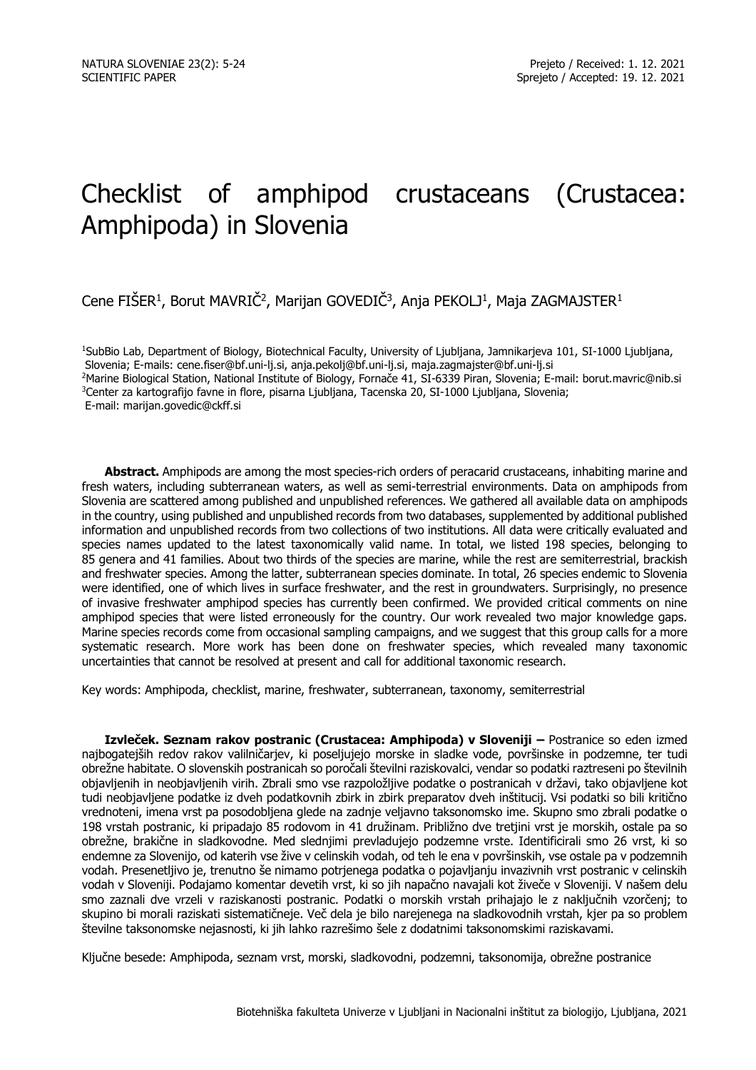NATURA SLOVENIAE 23(2): 5-24
SCIENTIFIC PAPER

Prejeto / Received: 1. 12. 2021
Sprejeto / Accepted: 19. 12. 2021

# Checklist of amphipod crustaceans (Crustacea: Amphipoda) in Slovenia

Cene FIŠER[1], Borut MAVRIČ[2], Marijan GOVEDIČ[3], Anja PEKOLJ[1], Maja ZAGMAJSTER[1]

[1]SubBio Lab, Department of Biology, Biotechnical Faculty, University of Ljubljana, Jamnikarjeva 101, SI-1000 Ljubljana, Slovenia; E-mails: cene.fiser@bf.uni-lj.si, anja.pekolj@bf.uni-lj.si, maja.zagmajster@bf.uni-lj.si
[2]Marine Biological Station, National Institute of Biology, Fornače 41, SI-6339 Piran, Slovenia; E-mail: borut.mavric@nib.si
[3]Center za kartografijo favne in flore, pisarna Ljubljana, Tacenska 20, SI-1000 Ljubljana, Slovenia; E-mail: marijan.govedic@ckff.si

**Abstract.** Amphipods are among the most species-rich orders of peracarid crustaceans, inhabiting marine and fresh waters, including subterranean waters, as well as semi-terrestrial environments. Data on amphipods from Slovenia are scattered among published and unpublished references. We gathered all available data on amphipods in the country, using published and unpublished records from two databases, supplemented by additional published information and unpublished records from two collections of two institutions. All data were critically evaluated and species names updated to the latest taxonomically valid name. In total, we listed 198 species, belonging to 85 genera and 41 families. About two thirds of the species are marine, while the rest are semiterrestrial, brackish and freshwater species. Among the latter, subterranean species dominate. In total, 26 species endemic to Slovenia were identified, one of which lives in surface freshwater, and the rest in groundwaters. Surprisingly, no presence of invasive freshwater amphipod species has currently been confirmed. We provided critical comments on nine amphipod species that were listed erroneously for the country. Our work revealed two major knowledge gaps. Marine species records come from occasional sampling campaigns, and we suggest that this group calls for a more systematic research. More work has been done on freshwater species, which revealed many taxonomic uncertainties that cannot be resolved at present and call for additional taxonomic research.

Key words: Amphipoda, checklist, marine, freshwater, subterranean, taxonomy, semiterrestrial

**Izvleček. Seznam rakov postranic (Crustacea: Amphipoda) v Sloveniji –** Postranice so eden izmed najbogatejših redov rakov valilničarjev, ki poseljujejo morske in sladke vode, površinske in podzemne, ter tudi obrežne habitate. O slovenskih postranicah so poročali številni raziskovalci, vendar so podatki raztreseni po številnih objavljenih in neobjavljenih virih. Zbrali smo vse razpoložljive podatke o postranicah v državi, tako objavljene kot tudi neobjavljene podatke iz dveh podatkovnih zbirk in zbirk preparatov dveh inštitucij. Vsi podatki so bili kritično vrednoteni, imena vrst pa posodobljena glede na zadnje veljavno taksonomsko ime. Skupno smo zbrali podatke o 198 vrstah postranic, ki pripadajo 85 rodovom in 41 družinam. Približno dve tretjini vrst je morskih, ostale pa so obrežne, brakične in sladkovodne. Med slednjimi prevladujejo podzemne vrste. Identificirali smo 26 vrst, ki so endemne za Slovenijo, od katerih vse žive v celinskih vodah, od teh le ena v površinskih, vse ostale pa v podzemnih vodah. Presenetljivo je, trenutno še nimamo potrjenega podatka o pojavljanju invazivnih vrst postranic v celinskih vodah v Sloveniji. Podajamo komentar devetih vrst, ki so jih napačno navajali kot živeče v Sloveniji. V našem delu smo zaznali dve vrzeli v raziskanosti postranic. Podatki o morskih vrstah prihajajo le z naključnih vzorčenj; to skupino bi morali raziskati sistematičneje. Več dela je bilo narejenega na sladkovodnih vrstah, kjer pa so problem številne taksonomske nejasnosti, ki jih lahko razrešimo šele z dodatnimi taksonomskimi raziskavami.

Ključne besede: Amphipoda, seznam vrst, morski, sladkovodni, podzemni, taksonomija, obrežne postranice

Biotehniška fakulteta Univerze v Ljubljani in Nacionalni inštitut za biologijo, Ljubljana, 2021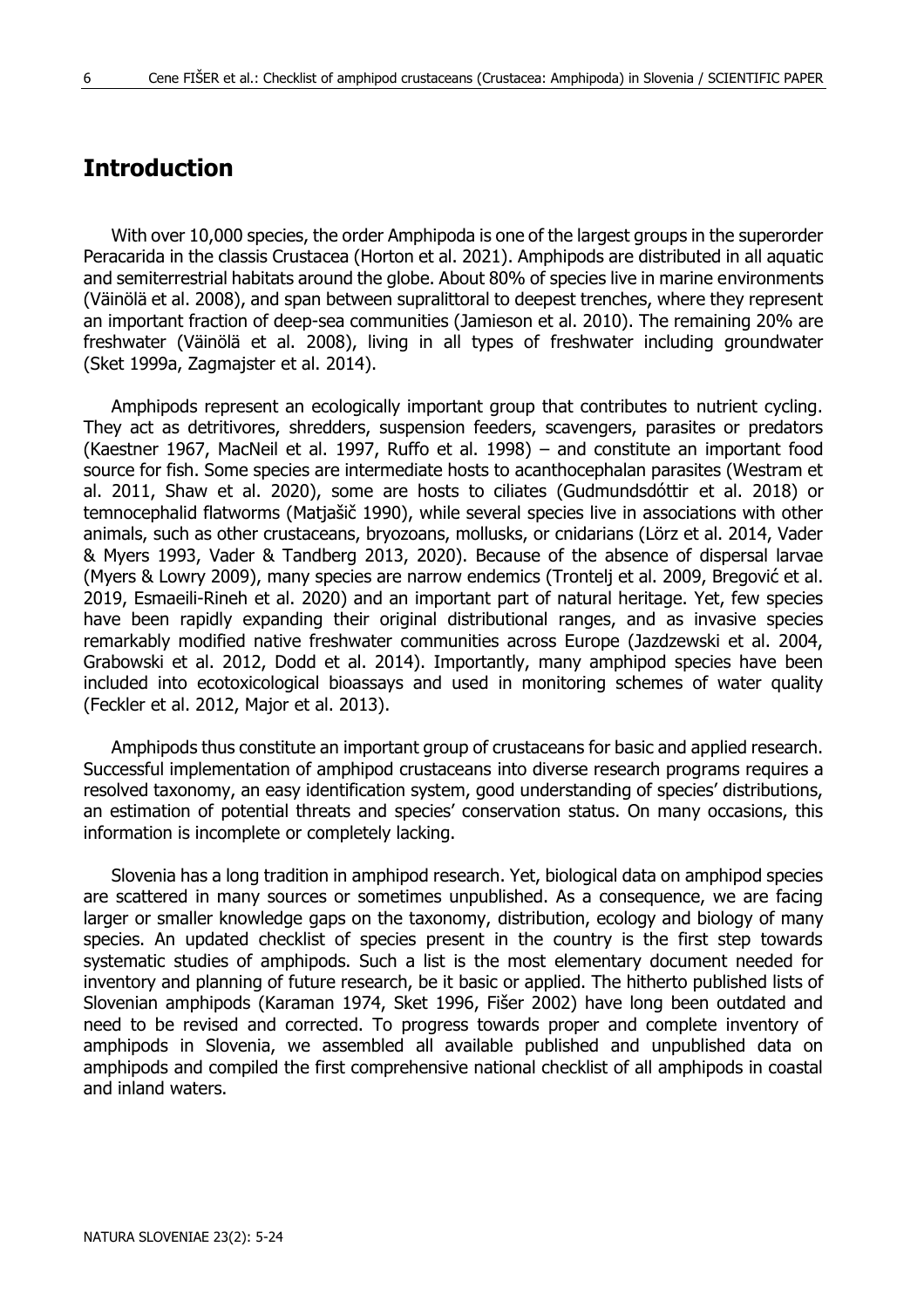## Introduction

With over 10,000 species, the order Amphipoda is one of the largest groups in the superorder Peracarida in the classis Crustacea (Horton et al. 2021). Amphipods are distributed in all aquatic and semiterrestrial habitats around the globe. About 80% of species live in marine environments (Väinölä et al. 2008), and span between supralittoral to deepest trenches, where they represent an important fraction of deep-sea communities (Jamieson et al. 2010). The remaining 20% are freshwater (Väinölä et al. 2008), living in all types of freshwater including groundwater (Sket 1999a, Zagmajster et al. 2014).

Amphipods represent an ecologically important group that contributes to nutrient cycling. They act as detritivores, shredders, suspension feeders, scavengers, parasites or predators (Kaestner 1967, MacNeil et al. 1997, Ruffo et al. 1998) – and constitute an important food source for fish. Some species are intermediate hosts to acanthocephalan parasites (Westram et al. 2011, Shaw et al. 2020), some are hosts to ciliates (Gudmundsdóttir et al. 2018) or temnocephalid flatworms (Matjašič 1990), while several species live in associations with other animals, such as other crustaceans, bryozoans, mollusks, or cnidarians (Lörz et al. 2014, Vader & Myers 1993, Vader & Tandberg 2013, 2020). Because of the absence of dispersal larvae (Myers & Lowry 2009), many species are narrow endemics (Trontelj et al. 2009, Bregović et al. 2019, Esmaeili-Rineh et al. 2020) and an important part of natural heritage. Yet, few species have been rapidly expanding their original distributional ranges, and as invasive species remarkably modified native freshwater communities across Europe (Jazdzewski et al. 2004, Grabowski et al. 2012, Dodd et al. 2014). Importantly, many amphipod species have been included into ecotoxicological bioassays and used in monitoring schemes of water quality (Feckler et al. 2012, Major et al. 2013).

Amphipods thus constitute an important group of crustaceans for basic and applied research. Successful implementation of amphipod crustaceans into diverse research programs requires a resolved taxonomy, an easy identification system, good understanding of species' distributions, an estimation of potential threats and species' conservation status. On many occasions, this information is incomplete or completely lacking.

Slovenia has a long tradition in amphipod research. Yet, biological data on amphipod species are scattered in many sources or sometimes unpublished. As a consequence, we are facing larger or smaller knowledge gaps on the taxonomy, distribution, ecology and biology of many species. An updated checklist of species present in the country is the first step towards systematic studies of amphipods. Such a list is the most elementary document needed for inventory and planning of future research, be it basic or applied. The hitherto published lists of Slovenian amphipods (Karaman 1974, Sket 1996, Fišer 2002) have long been outdated and need to be revised and corrected. To progress towards proper and complete inventory of amphipods in Slovenia, we assembled all available published and unpublished data on amphipods and compiled the first comprehensive national checklist of all amphipods in coastal and inland waters.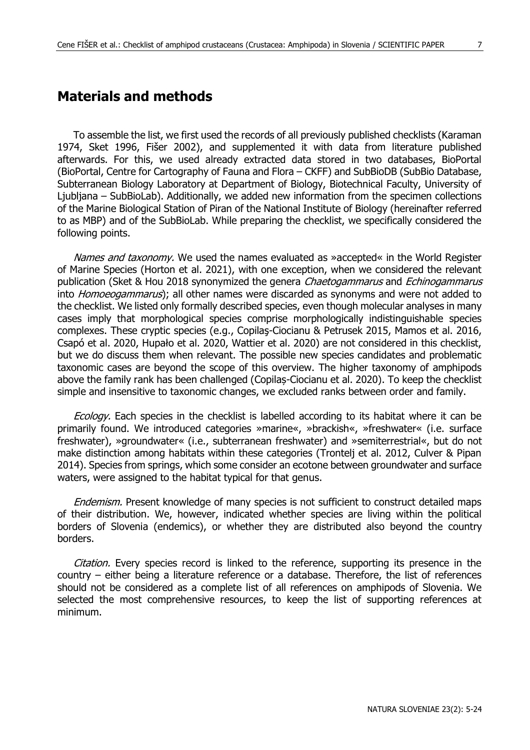# Materials and methods

To assemble the list, we first used the records of all previously published checklists (Karaman 1974, Sket 1996, Fišer 2002), and supplemented it with data from literature published afterwards. For this, we used already extracted data stored in two databases, BioPortal (BioPortal, Centre for Cartography of Fauna and Flora – CKFF) and SubBioDB (SubBio Database, Subterranean Biology Laboratory at Department of Biology, Biotechnical Faculty, University of Ljubljana – SubBioLab). Additionally, we added new information from the specimen collections of the Marine Biological Station of Piran of the National Institute of Biology (hereinafter referred to as MBP) and of the SubBioLab. While preparing the checklist, we specifically considered the following points.

*Names and taxonomy.* We used the names evaluated as »accepted« in the World Register of Marine Species (Horton et al. 2021), with one exception, when we considered the relevant publication (Sket & Hou 2018 synonymized the genera *Chaetogammarus* and *Echinogammarus* into *Homoeogammarus*); all other names were discarded as synonyms and were not added to the checklist. We listed only formally described species, even though molecular analyses in many cases imply that morphological species comprise morphologically indistinguishable species complexes. These cryptic species (e.g., Copilaş-Ciocianu & Petrusek 2015, Mamos et al. 2016, Csapó et al. 2020, Hupało et al. 2020, Wattier et al. 2020) are not considered in this checklist, but we do discuss them when relevant. The possible new species candidates and problematic taxonomic cases are beyond the scope of this overview. The higher taxonomy of amphipods above the family rank has been challenged (Copilaș-Ciocianu et al. 2020). To keep the checklist simple and insensitive to taxonomic changes, we excluded ranks between order and family.

*Ecology.* Each species in the checklist is labelled according to its habitat where it can be primarily found. We introduced categories »marine«, »brackish«, »freshwater« (i.e. surface freshwater), »groundwater« (i.e., subterranean freshwater) and »semiterrestrial«, but do not make distinction among habitats within these categories (Trontelj et al. 2012, Culver & Pipan 2014). Species from springs, which some consider an ecotone between groundwater and surface waters, were assigned to the habitat typical for that genus.

*Endemism.* Present knowledge of many species is not sufficient to construct detailed maps of their distribution. We, however, indicated whether species are living within the political borders of Slovenia (endemics), or whether they are distributed also beyond the country borders.

*Citation.* Every species record is linked to the reference, supporting its presence in the country – either being a literature reference or a database. Therefore, the list of references should not be considered as a complete list of all references on amphipods of Slovenia. We selected the most comprehensive resources, to keep the list of supporting references at minimum.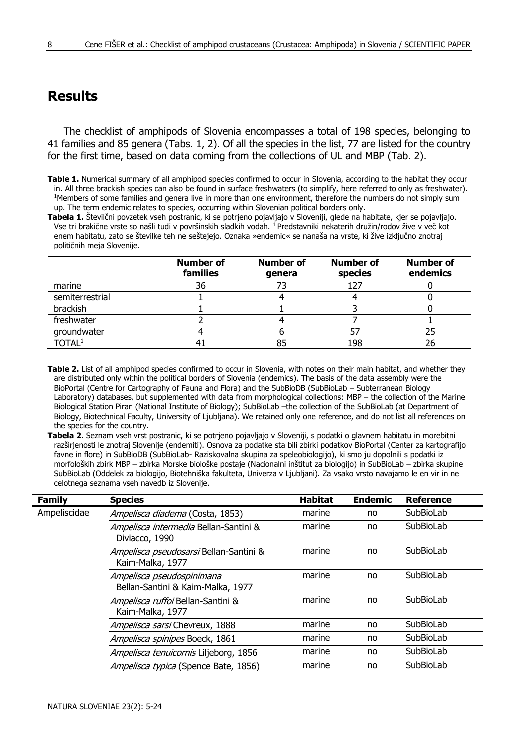## Results

The checklist of amphipods of Slovenia encompasses a total of 198 species, belonging to 41 families and 85 genera (Tabs. 1, 2). Of all the species in the list, 77 are listed for the country for the first time, based on data coming from the collections of UL and MBP (Tab. 2).

**Table 1.** Numerical summary of all amphipod species confirmed to occur in Slovenia, according to the habitat they occur in. All three brackish species can also be found in surface freshwaters (to simplify, here referred to only as freshwater). [1]Members of some families and genera live in more than one environment, therefore the numbers do not simply sum up. The term endemic relates to species, occurring within Slovenian political borders only.

**Tabela 1.** Številčni povzetek vseh postranic, ki se potrjeno pojavljajo v Sloveniji, glede na habitate, kjer se pojavljajo. Vse tri brakične vrste so našli tudi v površinskih sladkih vodah. [1] Predstavniki nekaterih družin/rodov živе v več kot enem habitatu, zato se številke teh ne seštejejo. Oznaka »endemic« se nanaša na vrste, ki žive izključno znotraj političnih meja Slovenije.

| | **Number of families** | **Number of genera** | **Number of species** | **Number of endemics** |
|---|---|---|---|---|
| marine | 36 | 73 | 127 | 0 |
| semiterrestrial | 1 | 4 | 4 | 0 |
| brackish | 1 | 1 | 3 | 0 |
| freshwater | 2 | 4 | 7 | 1 |
| groundwater | 4 | 6 | 57 | 25 |
| TOTAL[1] | 41 | 85 | 198 | 26 |

**Table 2.** List of all amphipod species confirmed to occur in Slovenia, with notes on their main habitat, and whether they are distributed only within the political borders of Slovenia (endemics). The basis of the data assembly were the BioPortal (Centre for Cartography of Fauna and Flora) and the SubBioDB (SubBioLab – Subterranean Biology Laboratory) databases, but supplemented with data from morphological collections: MBP – the collection of the Marine Biological Station Piran (National Institute of Biology); SubBioLab –the collection of the SubBioLab (at Department of Biology, Biotechnical Faculty, University of Ljubljana). We retained only one reference, and do not list all references on the species for the country.

**Tabela 2.** Seznam vseh vrst postranic, ki se potrjeno pojavljajo v Sloveniji, s podatki o glavnem habitatu in morebitni razširjenosti le znotraj Slovenije (endemiti). Osnova za podatke sta bili zbirki podatkov BioPortal (Center za kartografijo favne in flore) in SubBioDB (SubBioLab- Raziskovalna skupina za speleobiologijo), ki smo ju dopolnili s podatki iz morfoloških zbirk MBP – zbirka Morske biološke postaje (Nacionalni inštitut za biologijo) in SubBioLab – zbirka skupine SubBioLab (Oddelek za biologijo, Biotehniška fakulteta, Univerza v Ljubljani). Za vsako vrsto navajamo le en vir in ne celotnega seznama vseh navedb iz Slovenije.

| **Family** | **Species** | **Habitat** | **Endemic** | **Reference** |
|---|---|---|---|---|
| Ampeliscidae | *Ampelisca diadema* (Costa, 1853) | marine | no | SubBioLab |
| | *Ampelisca intermedia* Bellan-Santini & Diviacco, 1990 | marine | no | SubBioLab |
| | *Ampelisca pseudosarsi* Bellan-Santini & Kaim-Malka, 1977 | marine | no | SubBioLab |
| | *Ampelisca pseudospinimana* Bellan-Santini & Kaim-Malka, 1977 | marine | no | SubBioLab |
| | *Ampelisca ruffoi* Bellan-Santini & Kaim-Malka, 1977 | marine | no | SubBioLab |
| | *Ampelisca sarsi* Chevreux, 1888 | marine | no | SubBioLab |
| | *Ampelisca spinipes* Boeck, 1861 | marine | no | SubBioLab |
| | *Ampelisca tenuicornis* Liljeborg, 1856 | marine | no | SubBioLab |
| | *Ampelisca typica* (Spence Bate, 1856) | marine | no | SubBioLab |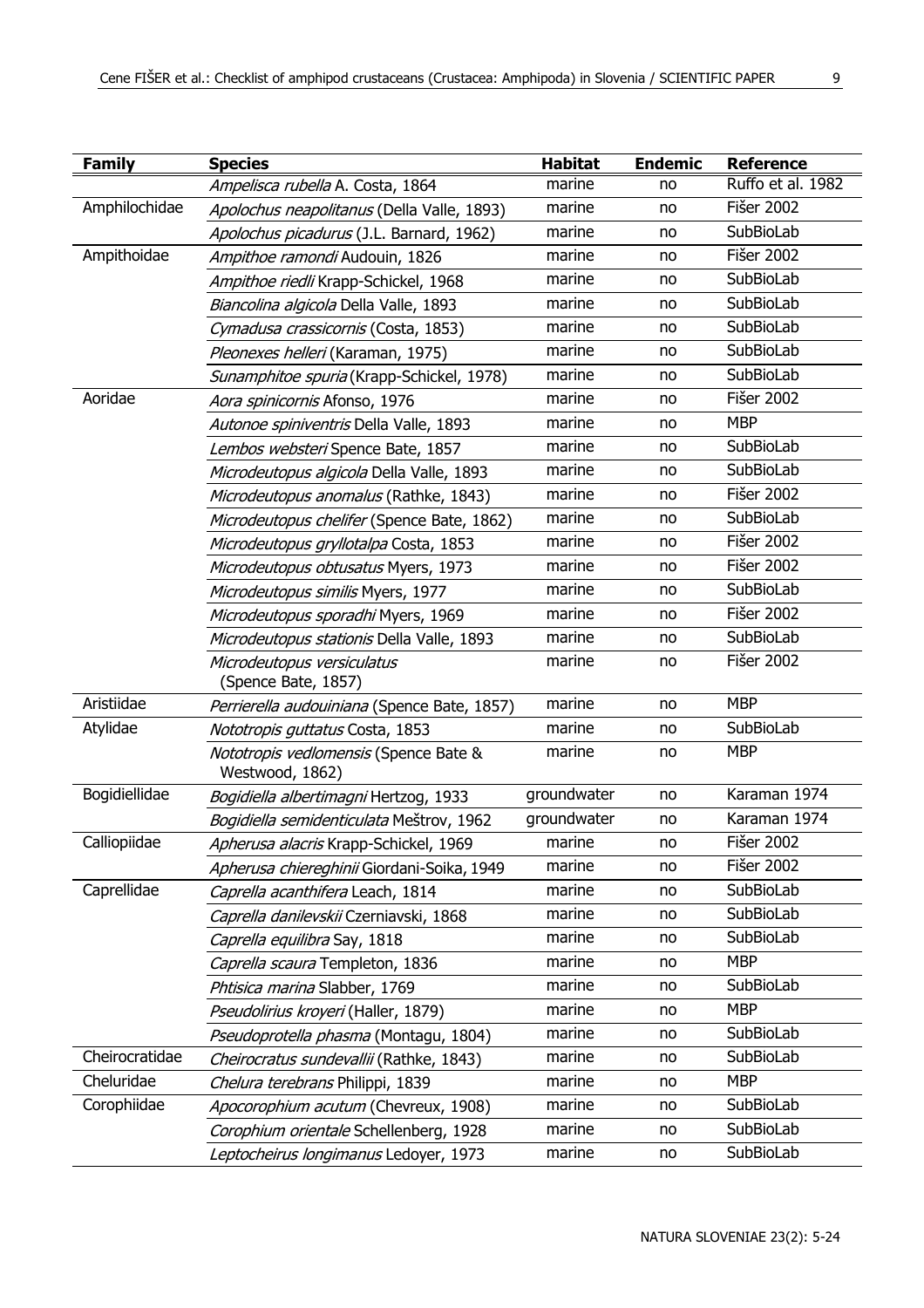| Family | Species | Habitat | Endemic | Reference |
|---|---|---|---|---|
| | *Ampelisca rubella* A. Costa, 1864 | marine | no | Ruffo et al. 1982 |
| Amphilochidae | *Apolochus neapolitanus* (Della Valle, 1893) | marine | no | Fišer 2002 |
| | *Apolochus picadurus* (J.L. Barnard, 1962) | marine | no | SubBioLab |
| Ampithoidae | *Ampithoe ramondi* Audouin, 1826 | marine | no | Fišer 2002 |
| | *Ampithoe riedli* Krapp-Schickel, 1968 | marine | no | SubBioLab |
| | *Biancolina algicola* Della Valle, 1893 | marine | no | SubBioLab |
| | *Cymadusa crassicornis* (Costa, 1853) | marine | no | SubBioLab |
| | *Pleonexes helleri* (Karaman, 1975) | marine | no | SubBioLab |
| | *Sunamphitoe spuria* (Krapp-Schickel, 1978) | marine | no | SubBioLab |
| Aoridae | *Aora spinicornis* Afonso, 1976 | marine | no | Fišer 2002 |
| | *Autonoe spiniventris* Della Valle, 1893 | marine | no | MBP |
| | *Lembos websteri* Spence Bate, 1857 | marine | no | SubBioLab |
| | *Microdeutopus algicola* Della Valle, 1893 | marine | no | SubBioLab |
| | *Microdeutopus anomalus* (Rathke, 1843) | marine | no | Fišer 2002 |
| | *Microdeutopus chelifer* (Spence Bate, 1862) | marine | no | SubBioLab |
| | *Microdeutopus gryllotalpa* Costa, 1853 | marine | no | Fišer 2002 |
| | *Microdeutopus obtusatus* Myers, 1973 | marine | no | Fišer 2002 |
| | *Microdeutopus similis* Myers, 1977 | marine | no | SubBioLab |
| | *Microdeutopus sporadhi* Myers, 1969 | marine | no | Fišer 2002 |
| | *Microdeutopus stationis* Della Valle, 1893 | marine | no | SubBioLab |
| | *Microdeutopus versiculatus* (Spence Bate, 1857) | marine | no | Fišer 2002 |
| Aristiidae | *Perrierella audouiniana* (Spence Bate, 1857) | marine | no | MBP |
| Atylidae | *Nototropis guttatus* Costa, 1853 | marine | no | SubBioLab |
| | *Nototropis vedlomensis* (Spence Bate & Westwood, 1862) | marine | no | MBP |
| Bogidiellidae | *Bogidiella albertimagni* Hertzog, 1933 | groundwater | no | Karaman 1974 |
| | *Bogidiella semidenticulata* Meštrov, 1962 | groundwater | no | Karaman 1974 |
| Calliopiidae | *Apherusa alacris* Krapp-Schickel, 1969 | marine | no | Fišer 2002 |
| | *Apherusa chiereghinii* Giordani-Soika, 1949 | marine | no | Fišer 2002 |
| Caprellidae | *Caprella acanthifera* Leach, 1814 | marine | no | SubBioLab |
| | *Caprella danilevskii* Czerniavski, 1868 | marine | no | SubBioLab |
| | *Caprella equilibra* Say, 1818 | marine | no | SubBioLab |
| | *Caprella scaura* Templeton, 1836 | marine | no | MBP |
| | *Phtisica marina* Slabber, 1769 | marine | no | SubBioLab |
| | *Pseudolirius kroyeri* (Haller, 1879) | marine | no | MBP |
| | *Pseudoprotella phasma* (Montagu, 1804) | marine | no | SubBioLab |
| Cheirocratidae | *Cheirocratus sundevallii* (Rathke, 1843) | marine | no | SubBioLab |
| Cheluridae | *Chelura terebrans* Philippi, 1839 | marine | no | MBP |
| Corophiidae | *Apocorophium acutum* (Chevreux, 1908) | marine | no | SubBioLab |
| | *Corophium orientale* Schellenberg, 1928 | marine | no | SubBioLab |
| | *Leptocheirus longimanus* Ledoyer, 1973 | marine | no | SubBioLab |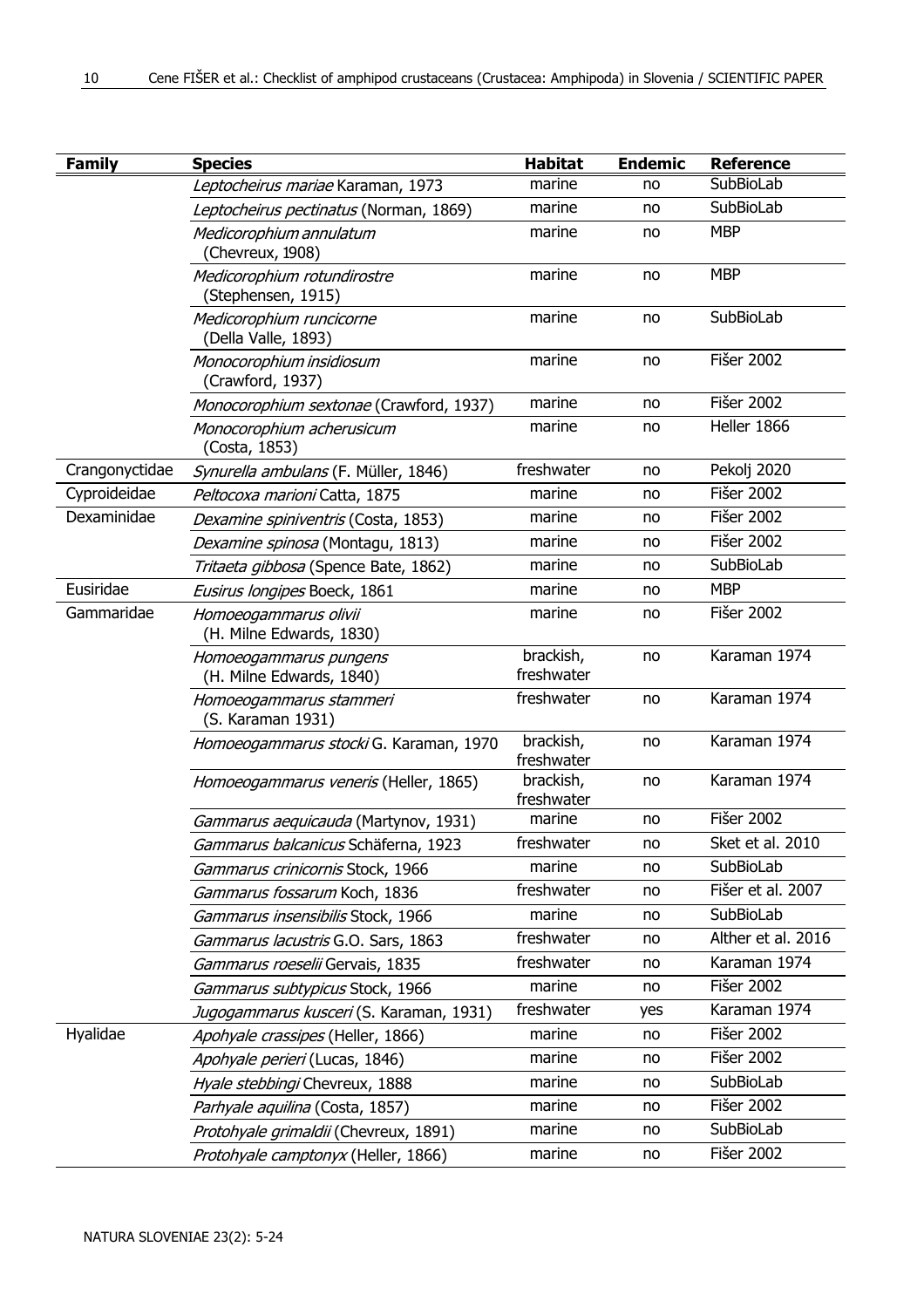| Family | Species | Habitat | Endemic | Reference |
|---|---|---|---|---|
| | *Leptocheirus mariae* Karaman, 1973 | marine | no | SubBioLab |
| | *Leptocheirus pectinatus* (Norman, 1869) | marine | no | SubBioLab |
| | *Medicorophium annulatum* (Chevreux, 1908) | marine | no | MBP |
| | *Medicorophium rotundirostre* (Stephensen, 1915) | marine | no | MBP |
| | *Medicorophium runcicorne* (Della Valle, 1893) | marine | no | SubBioLab |
| | *Monocorophium insidiosum* (Crawford, 1937) | marine | no | Fišer 2002 |
| | *Monocorophium sextonae* (Crawford, 1937) | marine | no | Fišer 2002 |
| | *Monocorophium acherusicum* (Costa, 1853) | marine | no | Heller 1866 |
| Crangonyctidae | *Synurella ambulans* (F. Müller, 1846) | freshwater | no | Pekolj 2020 |
| Cyproideidae | *Peltocoxa marioni* Catta, 1875 | marine | no | Fišer 2002 |
| Dexaminidae | *Dexamine spiniventris* (Costa, 1853) | marine | no | Fišer 2002 |
| | *Dexamine spinosa* (Montagu, 1813) | marine | no | Fišer 2002 |
| | *Tritaeta gibbosa* (Spence Bate, 1862) | marine | no | SubBioLab |
| Eusiridae | *Eusirus longipes* Boeck, 1861 | marine | no | MBP |
| Gammaridae | *Homoeogammarus olivii* (H. Milne Edwards, 1830) | marine | no | Fišer 2002 |
| | *Homoeogammarus pungens* (H. Milne Edwards, 1840) | brackish, freshwater | no | Karaman 1974 |
| | *Homoeogammarus stammeri* (S. Karaman 1931) | freshwater | no | Karaman 1974 |
| | *Homoeogammarus stocki* G. Karaman, 1970 | brackish, freshwater | no | Karaman 1974 |
| | *Homoeogammarus veneris* (Heller, 1865) | brackish, freshwater | no | Karaman 1974 |
| | *Gammarus aequicauda* (Martynov, 1931) | marine | no | Fišer 2002 |
| | *Gammarus balcanicus* Schäferna, 1923 | freshwater | no | Sket et al. 2010 |
| | *Gammarus crinicornis* Stock, 1966 | marine | no | SubBioLab |
| | *Gammarus fossarum* Koch, 1836 | freshwater | no | Fišer et al. 2007 |
| | *Gammarus insensibilis* Stock, 1966 | marine | no | SubBioLab |
| | *Gammarus lacustris* G.O. Sars, 1863 | freshwater | no | Alther et al. 2016 |
| | *Gammarus roeselii* Gervais, 1835 | freshwater | no | Karaman 1974 |
| | *Gammarus subtypicus* Stock, 1966 | marine | no | Fišer 2002 |
| | *Jugogammarus kusceri* (S. Karaman, 1931) | freshwater | yes | Karaman 1974 |
| Hyalidae | *Apohyale crassipes* (Heller, 1866) | marine | no | Fišer 2002 |
| | *Apohyale perieri* (Lucas, 1846) | marine | no | Fišer 2002 |
| | *Hyale stebbingi* Chevreux, 1888 | marine | no | SubBioLab |
| | *Parhyale aquilina* (Costa, 1857) | marine | no | Fišer 2002 |
| | *Protohyale grimaldii* (Chevreux, 1891) | marine | no | SubBioLab |
| | *Protohyale camptonyx* (Heller, 1866) | marine | no | Fišer 2002 |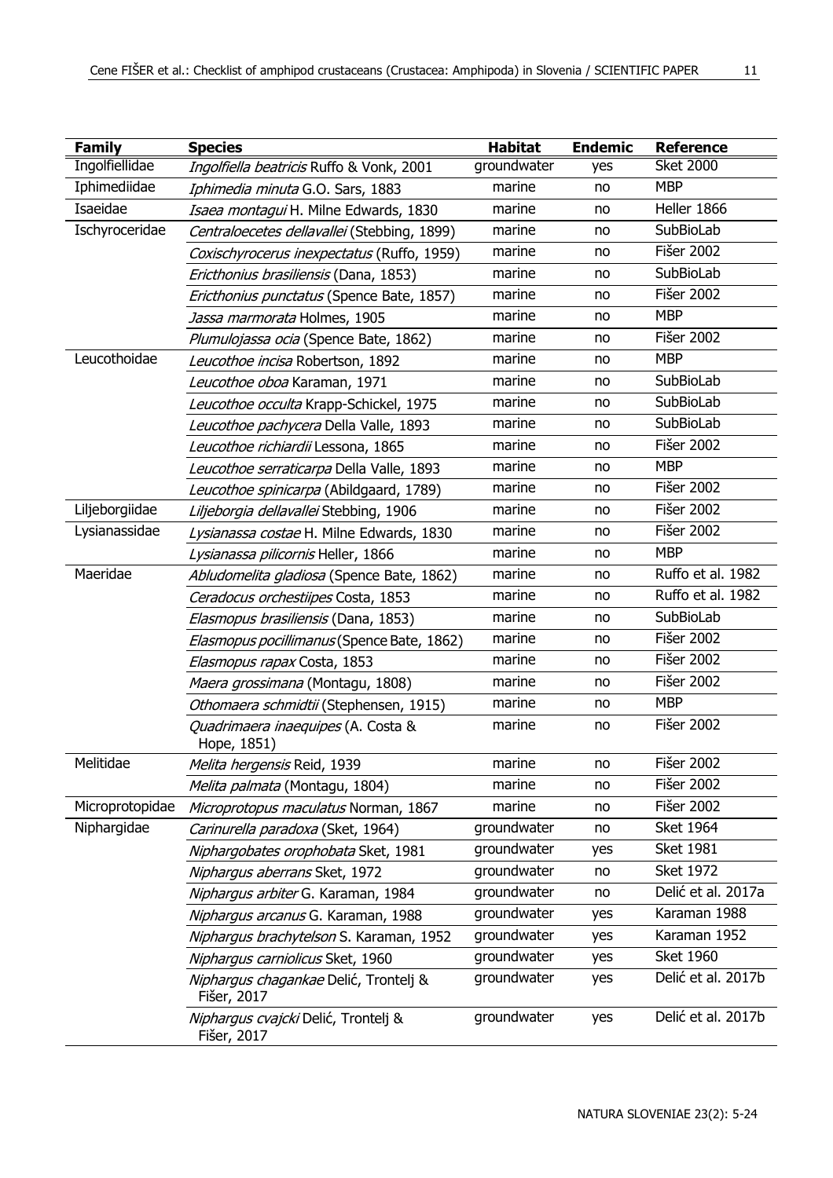| Family | Species | Habitat | Endemic | Reference |
|---|---|---|---|---|
| Ingolfiellidae | *Ingolfiella beatricis* Ruffo & Vonk, 2001 | groundwater | yes | Sket 2000 |
| Iphimediidae | *Iphimedia minuta* G.O. Sars, 1883 | marine | no | MBP |
| Isaeidae | *Isaea montagui* H. Milne Edwards, 1830 | marine | no | Heller 1866 |
| Ischyroceridae | *Centraloecetes dellavallei* (Stebbing, 1899) | marine | no | SubBioLab |
| | *Coxischyrocerus inexpectatus* (Ruffo, 1959) | marine | no | Fišer 2002 |
| | *Ericthonius brasiliensis* (Dana, 1853) | marine | no | SubBioLab |
| | *Ericthonius punctatus* (Spence Bate, 1857) | marine | no | Fišer 2002 |
| | *Jassa marmorata* Holmes, 1905 | marine | no | MBP |
| | *Plumulojassa ocia* (Spence Bate, 1862) | marine | no | Fišer 2002 |
| Leucothoidae | *Leucothoe incisa* Robertson, 1892 | marine | no | MBP |
| | *Leucothoe oboa* Karaman, 1971 | marine | no | SubBioLab |
| | *Leucothoe occulta* Krapp-Schickel, 1975 | marine | no | SubBioLab |
| | *Leucothoe pachycera* Della Valle, 1893 | marine | no | SubBioLab |
| | *Leucothoe richiardii* Lessona, 1865 | marine | no | Fišer 2002 |
| | *Leucothoe serraticarpa* Della Valle, 1893 | marine | no | MBP |
| | *Leucothoe spinicarpa* (Abildgaard, 1789) | marine | no | Fišer 2002 |
| Liljeborgiidae | *Liljeborgia dellavallei* Stebbing, 1906 | marine | no | Fišer 2002 |
| Lysianassidae | *Lysianassa costae* H. Milne Edwards, 1830 | marine | no | Fišer 2002 |
| | *Lysianassa pilicornis* Heller, 1866 | marine | no | MBP |
| Maeridae | *Abludomelita gladiosa* (Spence Bate, 1862) | marine | no | Ruffo et al. 1982 |
| | *Ceradocus orchestiipes* Costa, 1853 | marine | no | Ruffo et al. 1982 |
| | *Elasmopus brasiliensis* (Dana, 1853) | marine | no | SubBioLab |
| | *Elasmopus pocillimanus* (Spence Bate, 1862) | marine | no | Fišer 2002 |
| | *Elasmopus rapax* Costa, 1853 | marine | no | Fišer 2002 |
| | *Maera grossimana* (Montagu, 1808) | marine | no | Fišer 2002 |
| | *Othomaera schmidtii* (Stephensen, 1915) | marine | no | MBP |
| | *Quadrimaera inaequipes* (A. Costa & Hope, 1851) | marine | no | Fišer 2002 |
| Melitidae | *Melita hergensis* Reid, 1939 | marine | no | Fišer 2002 |
| | *Melita palmata* (Montagu, 1804) | marine | no | Fišer 2002 |
| Microprotopidae | *Microprotopus maculatus* Norman, 1867 | marine | no | Fišer 2002 |
| Niphargidae | *Carinurella paradoxa* (Sket, 1964) | groundwater | no | Sket 1964 |
| | *Niphargobates orophobata* Sket, 1981 | groundwater | yes | Sket 1981 |
| | *Niphargus aberrans* Sket, 1972 | groundwater | no | Sket 1972 |
| | *Niphargus arbiter* G. Karaman, 1984 | groundwater | no | Delić et al. 2017a |
| | *Niphargus arcanus* G. Karaman, 1988 | groundwater | yes | Karaman 1988 |
| | *Niphargus brachytelson* S. Karaman, 1952 | groundwater | yes | Karaman 1952 |
| | *Niphargus carniolicus* Sket, 1960 | groundwater | yes | Sket 1960 |
| | *Niphargus chagankae* Delić, Trontelj & Fišer, 2017 | groundwater | yes | Delić et al. 2017b |
| | *Niphargus cvajcki* Delić, Trontelj & Fišer, 2017 | groundwater | yes | Delić et al. 2017b |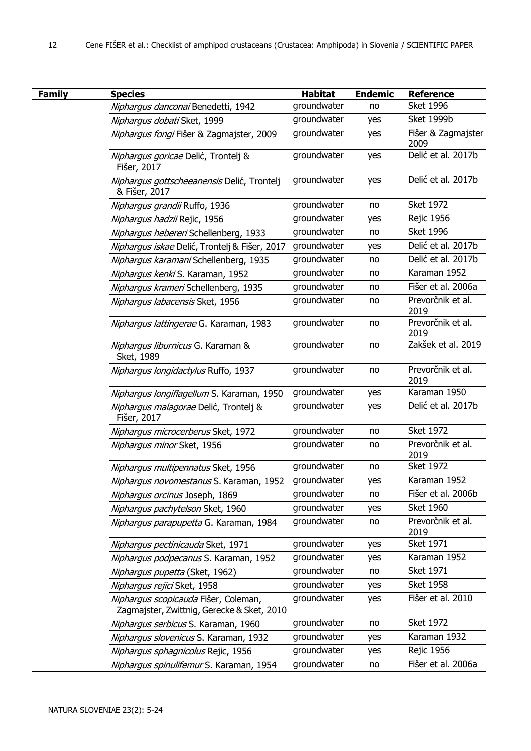| Family | Species | Habitat | Endemic | Reference |
|---|---|---|---|---|
| | *Niphargus danconai* Benedetti, 1942 | groundwater | no | Sket 1996 |
| | *Niphargus dobati* Sket, 1999 | groundwater | yes | Sket 1999b |
| | *Niphargus fongi* Fišer & Zagmajster, 2009 | groundwater | yes | Fišer & Zagmajster 2009 |
| | *Niphargus goricae* Delić, Trontelj & Fišer, 2017 | groundwater | yes | Delić et al. 2017b |
| | *Niphargus gottscheeanensis* Delić, Trontelj & Fišer, 2017 | groundwater | yes | Delić et al. 2017b |
| | *Niphargus grandii* Ruffo, 1936 | groundwater | no | Sket 1972 |
| | *Niphargus hadzii* Rejic, 1956 | groundwater | yes | Rejic 1956 |
| | *Niphargus hebereri* Schellenberg, 1933 | groundwater | no | Sket 1996 |
| | *Niphargus iskae* Delić, Trontelj & Fišer, 2017 | groundwater | yes | Delić et al. 2017b |
| | *Niphargus karamani* Schellenberg, 1935 | groundwater | no | Delić et al. 2017b |
| | *Niphargus kenki* S. Karaman, 1952 | groundwater | no | Karaman 1952 |
| | *Niphargus krameri* Schellenberg, 1935 | groundwater | no | Fišer et al. 2006a |
| | *Niphargus labacensis* Sket, 1956 | groundwater | no | Prevorčnik et al. 2019 |
| | *Niphargus lattingerae* G. Karaman, 1983 | groundwater | no | Prevorčnik et al. 2019 |
| | *Niphargus liburnicus* G. Karaman & Sket, 1989 | groundwater | no | Zakšek et al. 2019 |
| | *Niphargus longidactylus* Ruffo, 1937 | groundwater | no | Prevorčnik et al. 2019 |
| | *Niphargus longiflagellum* S. Karaman, 1950 | groundwater | yes | Karaman 1950 |
| | *Niphargus malagorae* Delić, Trontelj & Fišer, 2017 | groundwater | yes | Delić et al. 2017b |
| | *Niphargus microcerberus* Sket, 1972 | groundwater | no | Sket 1972 |
| | *Niphargus minor* Sket, 1956 | groundwater | no | Prevorčnik et al. 2019 |
| | *Niphargus multipennatus* Sket, 1956 | groundwater | no | Sket 1972 |
| | *Niphargus novomestanus* S. Karaman, 1952 | groundwater | yes | Karaman 1952 |
| | *Niphargus orcinus* Joseph, 1869 | groundwater | no | Fišer et al. 2006b |
| | *Niphargus pachytelson* Sket, 1960 | groundwater | yes | Sket 1960 |
| | *Niphargus parapupetta* G. Karaman, 1984 | groundwater | no | Prevorčnik et al. 2019 |
| | *Niphargus pectinicauda* Sket, 1971 | groundwater | yes | Sket 1971 |
| | *Niphargus podpecanus* S. Karaman, 1952 | groundwater | yes | Karaman 1952 |
| | *Niphargus pupetta* (Sket, 1962) | groundwater | no | Sket 1971 |
| | *Niphargus rejici* Sket, 1958 | groundwater | yes | Sket 1958 |
| | *Niphargus scopicauda* Fišer, Coleman, Zagmajster, Zwittnig, Gerecke & Sket, 2010 | groundwater | yes | Fišer et al. 2010 |
| | *Niphargus serbicus* S. Karaman, 1960 | groundwater | no | Sket 1972 |
| | *Niphargus slovenicus* S. Karaman, 1932 | groundwater | yes | Karaman 1932 |
| | *Niphargus sphagnicolus* Rejic, 1956 | groundwater | yes | Rejic 1956 |
| | *Niphargus spinulifemur* S. Karaman, 1954 | groundwater | no | Fišer et al. 2006a |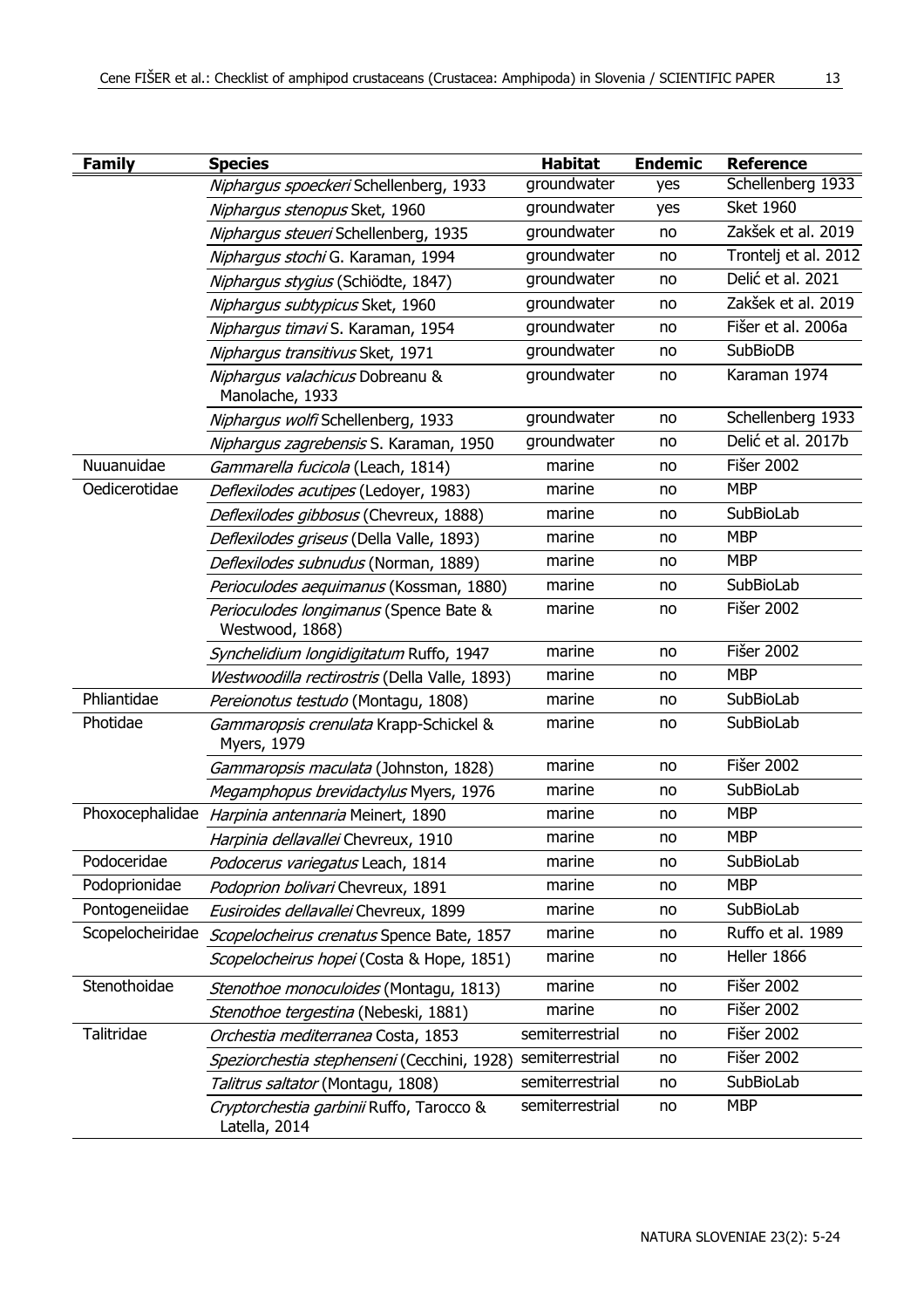| Family | Species | Habitat | Endemic | Reference |
|---|---|---|---|---|
| | *Niphargus spoeckeri* Schellenberg, 1933 | groundwater | yes | Schellenberg 1933 |
| | *Niphargus stenopus* Sket, 1960 | groundwater | yes | Sket 1960 |
| | *Niphargus steueri* Schellenberg, 1935 | groundwater | no | Zakšek et al. 2019 |
| | *Niphargus stochi* G. Karaman, 1994 | groundwater | no | Trontelj et al. 2012 |
| | *Niphargus stygius* (Schiödte, 1847) | groundwater | no | Delić et al. 2021 |
| | *Niphargus subtypicus* Sket, 1960 | groundwater | no | Zakšek et al. 2019 |
| | *Niphargus timavi* S. Karaman, 1954 | groundwater | no | Fišer et al. 2006a |
| | *Niphargus transitivus* Sket, 1971 | groundwater | no | SubBioDB |
| | *Niphargus valachicus* Dobreanu & Manolache, 1933 | groundwater | no | Karaman 1974 |
| | *Niphargus wolfi* Schellenberg, 1933 | groundwater | no | Schellenberg 1933 |
| | *Niphargus zagrebensis* S. Karaman, 1950 | groundwater | no | Delić et al. 2017b |
| Nuuanuidae | *Gammarella fucicola* (Leach, 1814) | marine | no | Fišer 2002 |
| Oedicerotidae | *Deflexilodes acutipes* (Ledoyer, 1983) | marine | no | MBP |
| | *Deflexilodes gibbosus* (Chevreux, 1888) | marine | no | SubBioLab |
| | *Deflexilodes griseus* (Della Valle, 1893) | marine | no | MBP |
| | *Deflexilodes subnudus* (Norman, 1889) | marine | no | MBP |
| | *Perioculodes aequimanus* (Kossman, 1880) | marine | no | SubBioLab |
| | *Perioculodes longimanus* (Spence Bate & Westwood, 1868) | marine | no | Fišer 2002 |
| | *Synchelidium longidigitatum* Ruffo, 1947 | marine | no | Fišer 2002 |
| | *Westwoodilla rectirostris* (Della Valle, 1893) | marine | no | MBP |
| Phliantidae | *Pereionotus testudo* (Montagu, 1808) | marine | no | SubBioLab |
| Photidae | *Gammaropsis crenulata* Krapp-Schickel & Myers, 1979 | marine | no | SubBioLab |
| | *Gammaropsis maculata* (Johnston, 1828) | marine | no | Fišer 2002 |
| | *Megamphopus brevidactylus* Myers, 1976 | marine | no | SubBioLab |
| Phoxocephalidae | *Harpinia antennaria* Meinert, 1890 | marine | no | MBP |
| | *Harpinia dellavallei* Chevreux, 1910 | marine | no | MBP |
| Podoceridae | *Podocerus variegatus* Leach, 1814 | marine | no | SubBioLab |
| Podoprionidae | *Podoprion bolivari* Chevreux, 1891 | marine | no | MBP |
| Pontogeneiidae | *Eusiroides dellavallei* Chevreux, 1899 | marine | no | SubBioLab |
| Scopelocheiridae | *Scopelocheirus crenatus* Spence Bate, 1857 | marine | no | Ruffo et al. 1989 |
| | *Scopelocheirus hopei* (Costa & Hope, 1851) | marine | no | Heller 1866 |
| Stenothoidae | *Stenothoe monoculoides* (Montagu, 1813) | marine | no | Fišer 2002 |
| | *Stenothoe tergestina* (Nebeski, 1881) | marine | no | Fišer 2002 |
| Talitridae | *Orchestia mediterranea* Costa, 1853 | semiterrestrial | no | Fišer 2002 |
| | *Speziorchestia stephenseni* (Cecchini, 1928) | semiterrestrial | no | Fišer 2002 |
| | *Talitrus saltator* (Montagu, 1808) | semiterrestrial | no | SubBioLab |
| | *Cryptorchestia garbinii* Ruffo, Tarocco & Latella, 2014 | semiterrestrial | no | MBP |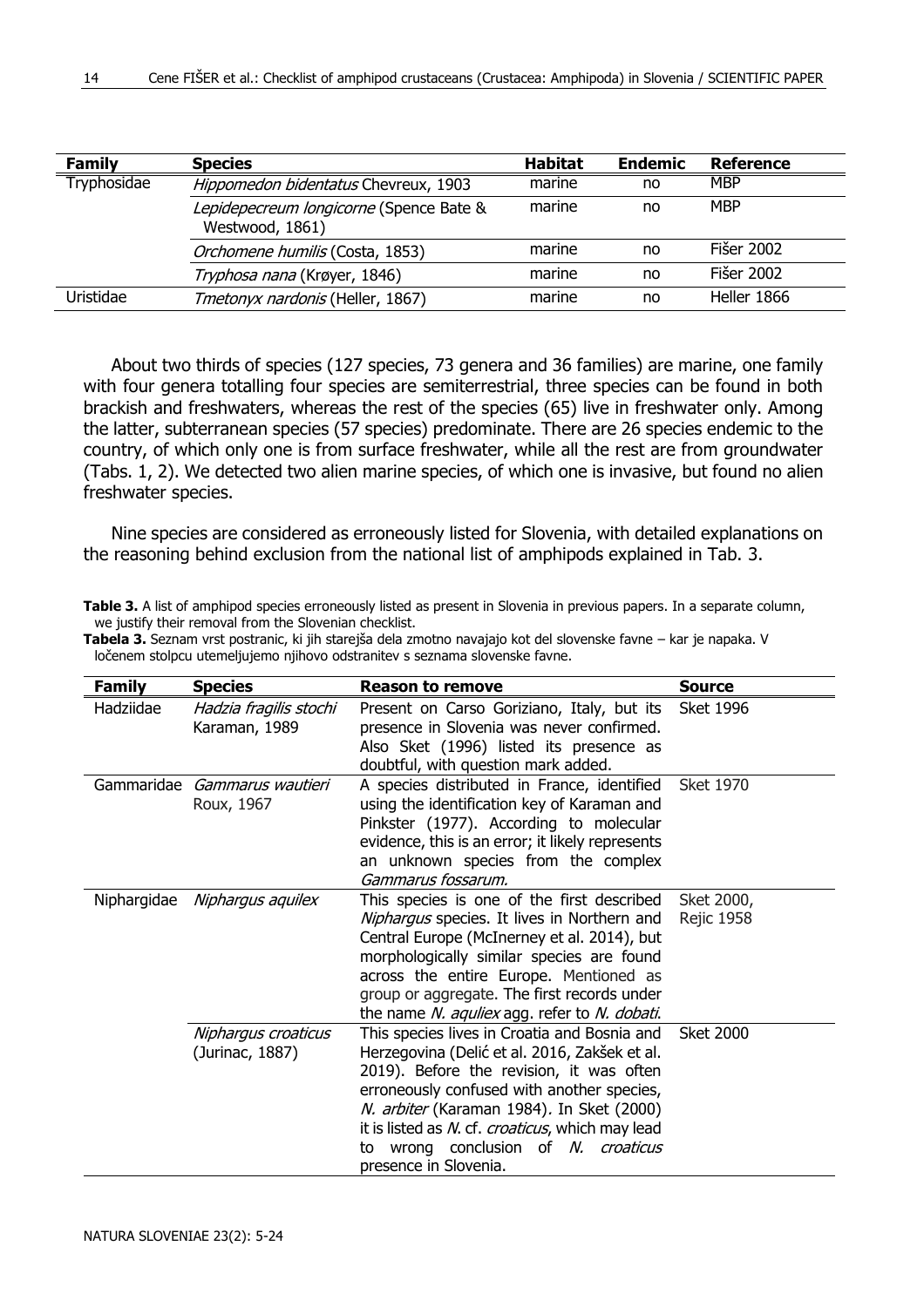| Family | Species | Habitat | Endemic | Reference |
|---|---|---|---|---|
| Tryphosidae | *Hippomedon bidentatus* Chevreux, 1903 | marine | no | MBP |
| | *Lepidepecreum longicorne* (Spence Bate & Westwood, 1861) | marine | no | MBP |
| | *Orchomene humilis* (Costa, 1853) | marine | no | Fišer 2002 |
| | *Tryphosa nana* (Krøyer, 1846) | marine | no | Fišer 2002 |
| Uristidae | *Tmetonyx nardonis* (Heller, 1867) | marine | no | Heller 1866 |

About two thirds of species (127 species, 73 genera and 36 families) are marine, one family with four genera totalling four species are semiterrestrial, three species can be found in both brackish and freshwaters, whereas the rest of the species (65) live in freshwater only. Among the latter, subterranean species (57 species) predominate. There are 26 species endemic to the country, of which only one is from surface freshwater, while all the rest are from groundwater (Tabs. 1, 2). We detected two alien marine species, of which one is invasive, but found no alien freshwater species.

Nine species are considered as erroneously listed for Slovenia, with detailed explanations on the reasoning behind exclusion from the national list of amphipods explained in Tab. 3.

**Table 3.** A list of amphipod species erroneously listed as present in Slovenia in previous papers. In a separate column, we justify their removal from the Slovenian checklist.

**Tabela 3.** Seznam vrst postranic, ki jih starejša dela zmotno navajajo kot del slovenske favne – kar je napaka. V ločenem stolpcu utemeljujemo njihovo odstranitev s seznama slovenske favne.

| Family | Species | Reason to remove | Source |
|---|---|---|---|
| Hadziidae | *Hadzia fragilis stochi* Karaman, 1989 | Present on Carso Goriziano, Italy, but its presence in Slovenia was never confirmed. Also Sket (1996) listed its presence as doubtful, with question mark added. | Sket 1996 |
| Gammaridae | *Gammarus wautieri* Roux, 1967 | A species distributed in France, identified using the identification key of Karaman and Pinkster (1977). According to molecular evidence, this is an error; it likely represents an unknown species from the complex *Gammarus fossarum.* | Sket 1970 |
| Niphargidae | *Niphargus aquilex* | This species is one of the first described *Niphargus* species. It lives in Northern and Central Europe (McInerney et al. 2014), but morphologically similar species are found across the entire Europe. Mentioned as group or aggregate. The first records under the name *N. aquliex* agg. refer to *N. dobati.* | Sket 2000, Rejic 1958 |
| | *Niphargus croaticus* (Jurinac, 1887) | This species lives in Croatia and Bosnia and Herzegovina (Delić et al. 2016, Zakšek et al. 2019). Before the revision, it was often erroneously confused with another species, *N. arbiter* (Karaman 1984). In Sket (2000) it is listed as *N.* cf. *croaticus*, which may lead to wrong conclusion of *N. croaticus* presence in Slovenia. | Sket 2000 |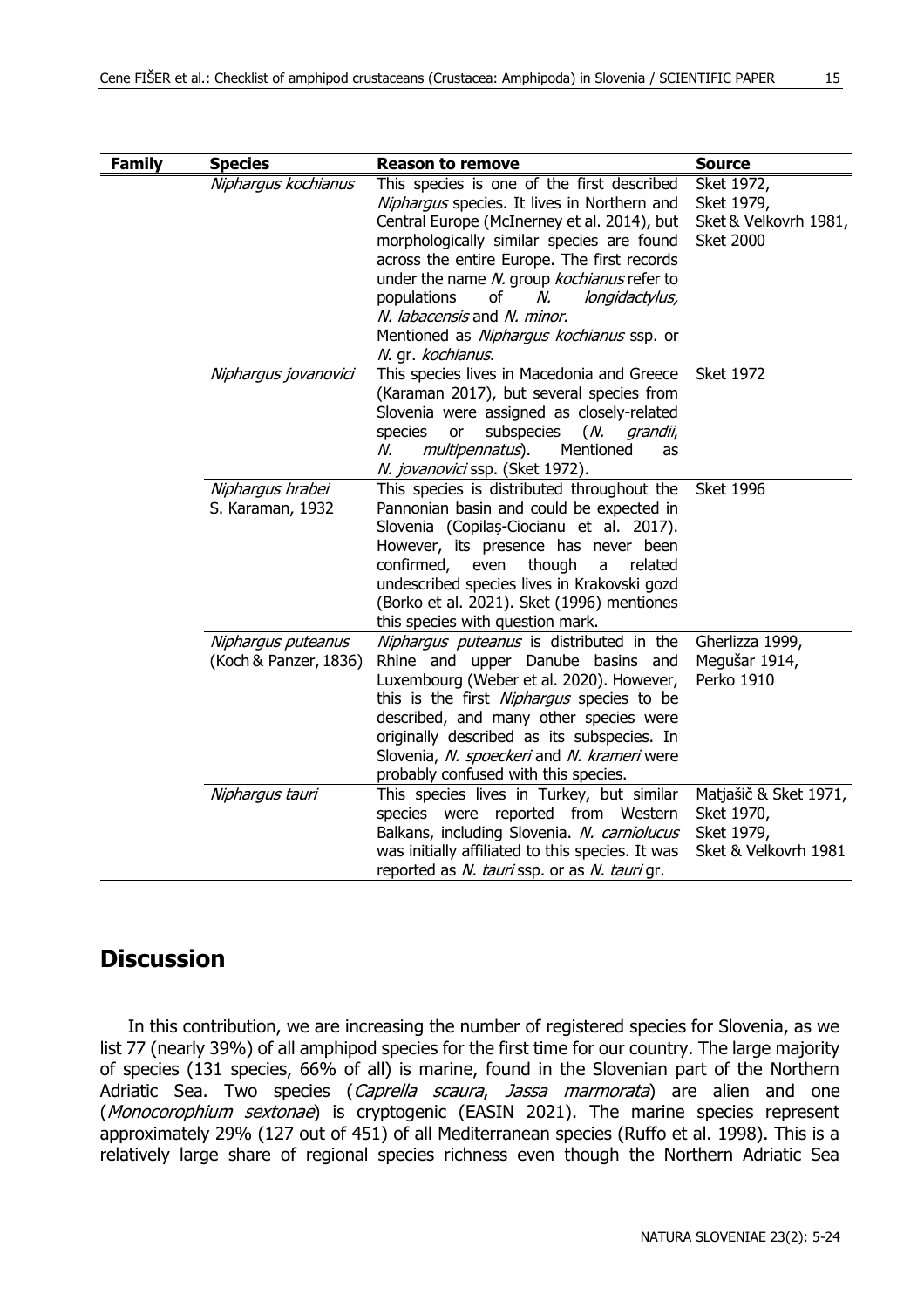| Family | Species | Reason to remove | Source |
|---|---|---|---|
| | *Niphargus kochianus* | This species is one of the first described *Niphargus* species. It lives in Northern and Central Europe (McInerney et al. 2014), but morphologically similar species are found across the entire Europe. The first records under the name *N.* group *kochianus* refer to populations of *N. longidactylus, N. labacensis* and *N. minor.* Mentioned as *Niphargus kochianus* ssp. or *N.* gr. *kochianus*. | Sket 1972, Sket 1979, Sket & Velkovrh 1981, Sket 2000 |
| | *Niphargus jovanovici* | This species lives in Macedonia and Greece (Karaman 2017), but several species from Slovenia were assigned as closely-related species or subspecies (*N. grandii, N. multipennatus*). Mentioned as *N. jovanovici* ssp. (Sket 1972). | Sket 1972 |
| | *Niphargus hrabei* S. Karaman, 1932 | This species is distributed throughout the Pannonian basin and could be expected in Slovenia (Copilaș-Ciocianu et al. 2017). However, its presence has never been confirmed, even though a related undescribed species lives in Krakovski gozd (Borko et al. 2021). Sket (1996) mentiones this species with question mark. | Sket 1996 |
| | *Niphargus puteanus* (Koch & Panzer, 1836) | *Niphargus puteanus* is distributed in the Rhine and upper Danube basins and Luxembourg (Weber et al. 2020). However, this is the first *Niphargus* species to be described, and many other species were originally described as its subspecies. In Slovenia, *N. spoeckeri* and *N. krameri* were probably confused with this species. | Gherlizza 1999, Megušar 1914, Perko 1910 |
| | *Niphargus tauri* | This species lives in Turkey, but similar species were reported from Western Balkans, including Slovenia. *N. carniolucus* was initially affiliated to this species. It was reported as *N. tauri* ssp. or as *N. tauri* gr. | Matjašič & Sket 1971, Sket 1970, Sket 1979, Sket & Velkovrh 1981 |

# Discussion

In this contribution, we are increasing the number of registered species for Slovenia, as we list 77 (nearly 39%) of all amphipod species for the first time for our country. The large majority of species (131 species, 66% of all) is marine, found in the Slovenian part of the Northern Adriatic Sea. Two species (*Caprella scaura*, *Jassa marmorata*) are alien and one (*Monocorophium sextonae*) is cryptogenic (EASIN 2021). The marine species represent approximately 29% (127 out of 451) of all Mediterranean species (Ruffo et al. 1998). This is a relatively large share of regional species richness even though the Northern Adriatic Sea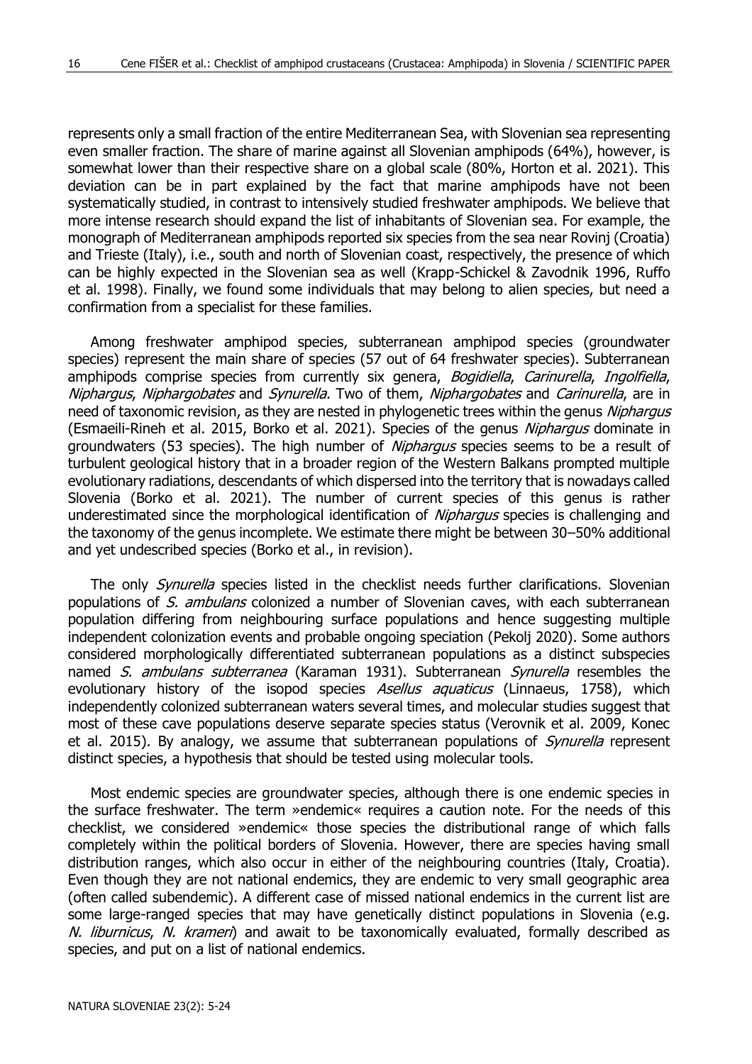represents only a small fraction of the entire Mediterranean Sea, with Slovenian sea representing even smaller fraction. The share of marine against all Slovenian amphipods (64%), however, is somewhat lower than their respective share on a global scale (80%, Horton et al. 2021). This deviation can be in part explained by the fact that marine amphipods have not been systematically studied, in contrast to intensively studied freshwater amphipods. We believe that more intense research should expand the list of inhabitants of Slovenian sea. For example, the monograph of Mediterranean amphipods reported six species from the sea near Rovinj (Croatia) and Trieste (Italy), i.e., south and north of Slovenian coast, respectively, the presence of which can be highly expected in the Slovenian sea as well (Krapp-Schickel & Zavodnik 1996, Ruffo et al. 1998). Finally, we found some individuals that may belong to alien species, but need a confirmation from a specialist for these families.

Among freshwater amphipod species, subterranean amphipod species (groundwater species) represent the main share of species (57 out of 64 freshwater species). Subterranean amphipods comprise species from currently six genera, *Bogidiella*, *Carinurella*, *Ingolfiella*, *Niphargus*, *Niphargobates* and *Synurella.* Two of them, *Niphargobates* and *Carinurella*, are in need of taxonomic revision, as they are nested in phylogenetic trees within the genus *Niphargus* (Esmaeili-Rineh et al. 2015, Borko et al. 2021). Species of the genus *Niphargus* dominate in groundwaters (53 species). The high number of *Niphargus* species seems to be a result of turbulent geological history that in a broader region of the Western Balkans prompted multiple evolutionary radiations, descendants of which dispersed into the territory that is nowadays called Slovenia (Borko et al. 2021). The number of current species of this genus is rather underestimated since the morphological identification of *Niphargus* species is challenging and the taxonomy of the genus incomplete. We estimate there might be between 30–50% additional and yet undescribed species (Borko et al., in revision).

The only *Synurella* species listed in the checklist needs further clarifications. Slovenian populations of *S. ambulans* colonized a number of Slovenian caves, with each subterranean population differing from neighbouring surface populations and hence suggesting multiple independent colonization events and probable ongoing speciation (Pekolj 2020). Some authors considered morphologically differentiated subterranean populations as a distinct subspecies named *S. ambulans subterranea* (Karaman 1931). Subterranean *Synurella* resembles the evolutionary history of the isopod species *Asellus aquaticus* (Linnaeus, 1758), which independently colonized subterranean waters several times, and molecular studies suggest that most of these cave populations deserve separate species status (Verovnik et al. 2009, Konec et al. 2015). By analogy, we assume that subterranean populations of *Synurella* represent distinct species, a hypothesis that should be tested using molecular tools.

Most endemic species are groundwater species, although there is one endemic species in the surface freshwater. The term »endemic« requires a caution note. For the needs of this checklist, we considered »endemic« those species the distributional range of which falls completely within the political borders of Slovenia. However, there are species having small distribution ranges, which also occur in either of the neighbouring countries (Italy, Croatia). Even though they are not national endemics, they are endemic to very small geographic area (often called subendemic). A different case of missed national endemics in the current list are some large-ranged species that may have genetically distinct populations in Slovenia (e.g. *N. liburnicus*, *N. krameri*) and await to be taxonomically evaluated, formally described as species, and put on a list of national endemics.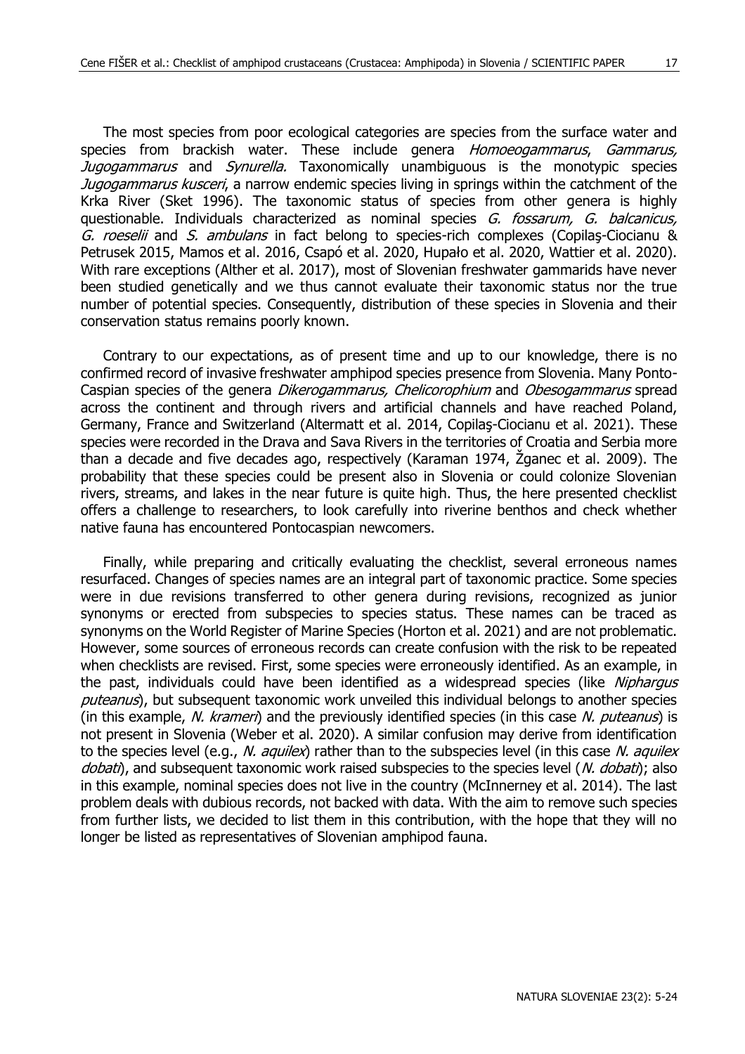The most species from poor ecological categories are species from the surface water and species from brackish water. These include genera *Homoeogammarus*, *Gammarus, Jugogammarus* and *Synurella.* Taxonomically unambiguous is the monotypic species *Jugogammarus kusceri*, a narrow endemic species living in springs within the catchment of the Krka River (Sket 1996). The taxonomic status of species from other genera is highly questionable. Individuals characterized as nominal species *G. fossarum, G. balcanicus, G. roeselii* and *S. ambulans* in fact belong to species-rich complexes (Copilaş-Ciocianu & Petrusek 2015, Mamos et al. 2016, Csapó et al. 2020, Hupało et al. 2020, Wattier et al. 2020). With rare exceptions (Alther et al. 2017), most of Slovenian freshwater gammarids have never been studied genetically and we thus cannot evaluate their taxonomic status nor the true number of potential species. Consequently, distribution of these species in Slovenia and their conservation status remains poorly known.

Contrary to our expectations, as of present time and up to our knowledge, there is no confirmed record of invasive freshwater amphipod species presence from Slovenia. Many Ponto-Caspian species of the genera *Dikerogammarus, Chelicorophium* and *Obesogammarus* spread across the continent and through rivers and artificial channels and have reached Poland, Germany, France and Switzerland (Altermatt et al. 2014, Copilaş-Ciocianu et al. 2021). These species were recorded in the Drava and Sava Rivers in the territories of Croatia and Serbia more than a decade and five decades ago, respectively (Karaman 1974, Žganec et al. 2009). The probability that these species could be present also in Slovenia or could colonize Slovenian rivers, streams, and lakes in the near future is quite high. Thus, the here presented checklist offers a challenge to researchers, to look carefully into riverine benthos and check whether native fauna has encountered Pontocaspian newcomers.

Finally, while preparing and critically evaluating the checklist, several erroneous names resurfaced. Changes of species names are an integral part of taxonomic practice. Some species were in due revisions transferred to other genera during revisions, recognized as junior synonyms or erected from subspecies to species status. These names can be traced as synonyms on the World Register of Marine Species (Horton et al. 2021) and are not problematic. However, some sources of erroneous records can create confusion with the risk to be repeated when checklists are revised. First, some species were erroneously identified. As an example, in the past, individuals could have been identified as a widespread species (like *Niphargus puteanus*), but subsequent taxonomic work unveiled this individual belongs to another species (in this example, *N. krameri*) and the previously identified species (in this case *N. puteanus*) is not present in Slovenia (Weber et al. 2020). A similar confusion may derive from identification to the species level (e.g., *N. aquilex*) rather than to the subspecies level (in this case *N. aquilex dobati*), and subsequent taxonomic work raised subspecies to the species level (*N. dobati*); also in this example, nominal species does not live in the country (McInnerney et al. 2014). The last problem deals with dubious records, not backed with data. With the aim to remove such species from further lists, we decided to list them in this contribution, with the hope that they will no longer be listed as representatives of Slovenian amphipod fauna.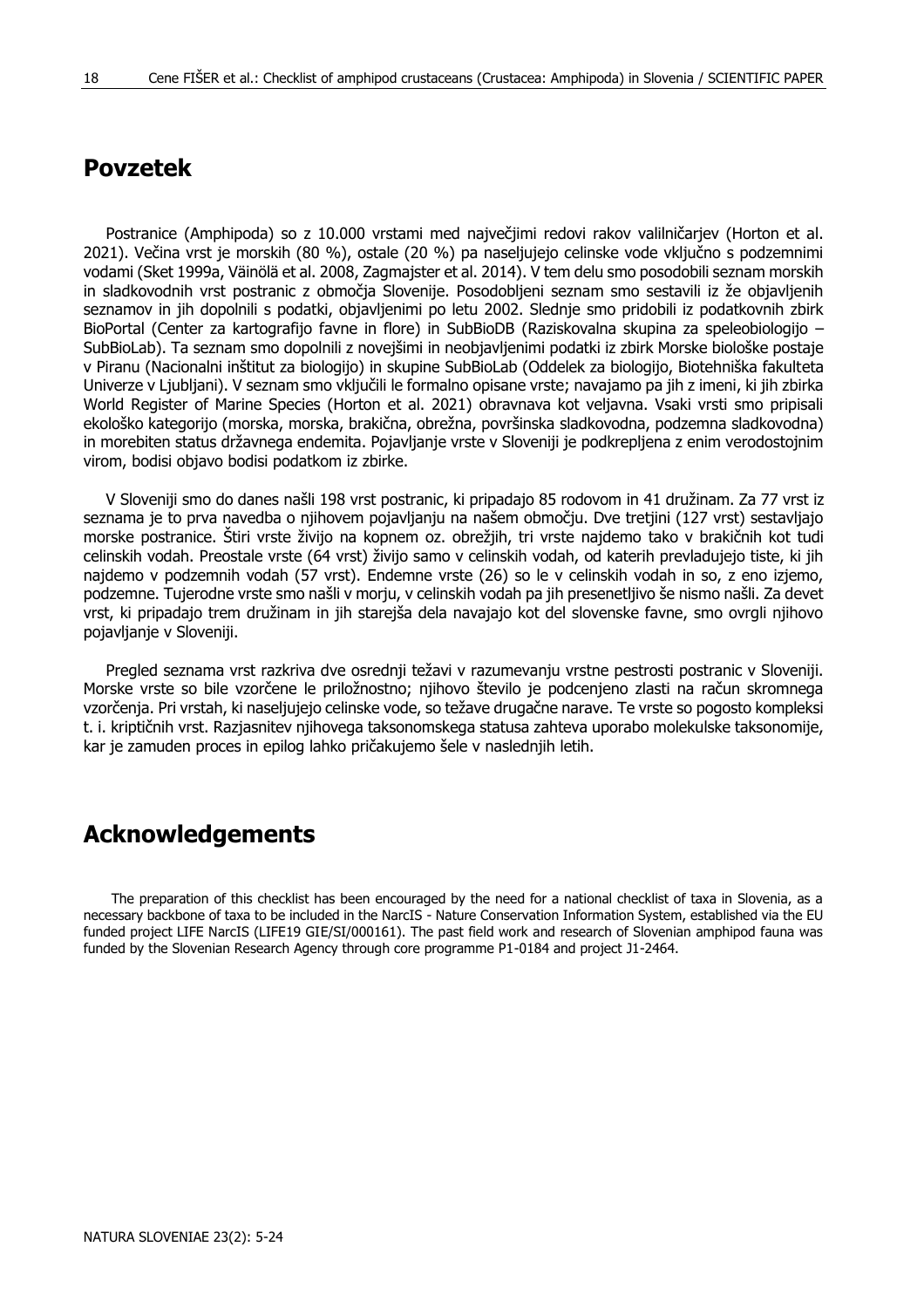## Povzetek

Postranice (Amphipoda) so z 10.000 vrstami med največjimi redovi rakov valilničarjev (Horton et al. 2021). Večina vrst je morskih (80 %), ostale (20 %) pa naseljujejo celinske vode vključno s podzemnimi vodami (Sket 1999a, Väinölä et al. 2008, Zagmajster et al. 2014). V tem delu smo posodobili seznam morskih in sladkovodnih vrst postranic z območja Slovenije. Posodobljeni seznam smo sestavili iz že objavljenih seznamov in jih dopolnili s podatki, objavljenimi po letu 2002. Slednje smo pridobili iz podatkovnih zbirk BioPortal (Center za kartografijo favne in flore) in SubBioDB (Raziskovalna skupina za speleobiologijo – SubBioLab). Ta seznam smo dopolnili z novejšimi in neobjavljenimi podatki iz zbirk Morske biološke postaje v Piranu (Nacionalni inštitut za biologijo) in skupine SubBioLab (Oddelek za biologijo, Biotehniška fakulteta Univerze v Ljubljani). V seznam smo vključili le formalno opisane vrste; navajamo pa jih z imeni, ki jih zbirka World Register of Marine Species (Horton et al. 2021) obravnava kot veljavna. Vsaki vrsti smo pripisali ekološko kategorijo (morska, morska, brakična, obrežna, površinska sladkovodna, podzemna sladkovodna) in morebiten status državnega endemita. Pojavljanje vrste v Sloveniji je podkrepljena z enim verodostojnim virom, bodisi objavo bodisi podatkom iz zbirke.

V Sloveniji smo do danes našli 198 vrst postranic, ki pripadajo 85 rodovom in 41 družinam. Za 77 vrst iz seznama je to prva navedba o njihovem pojavljanju na našem območju. Dve tretjini (127 vrst) sestavljajo morske postranice. Štiri vrste živijo na kopnem oz. obrežjih, tri vrste najdemo tako v brakičnih kot tudi celinskih vodah. Preostale vrste (64 vrst) živijo samo v celinskih vodah, od katerih prevladujejo tiste, ki jih najdemo v podzemnih vodah (57 vrst). Endemne vrste (26) so le v celinskih vodah in so, z eno izjemo, podzemne. Tujerodne vrste smo našli v morju, v celinskih vodah pa jih presenetljivo še nismo našli. Za devet vrst, ki pripadajo trem družinam in jih starejša dela navajajo kot del slovenske favne, smo ovrgli njihovo pojavljanje v Sloveniji.

Pregled seznama vrst razkriva dve osrednji težavi v razumevanju vrstne pestrosti postranic v Sloveniji. Morske vrste so bile vzorčene le priložnostno; njihovo število je podcenjeno zlasti na račun skromnega vzorčenja. Pri vrstah, ki naseljujejo celinske vode, so težave drugačne narave. Te vrste so pogosto kompleksi t. i. kriptičnih vrst. Razjasnitev njihovega taksonomskega statusa zahteva uporabo molekulske taksonomije, kar je zamuden proces in epilog lahko pričakujemo šele v naslednjih letih.

## Acknowledgements

The preparation of this checklist has been encouraged by the need for a national checklist of taxa in Slovenia, as a necessary backbone of taxa to be included in the NarcIS - Nature Conservation Information System, established via the EU funded project LIFE NarcIS (LIFE19 GIE/SI/000161). The past field work and research of Slovenian amphipod fauna was funded by the Slovenian Research Agency through core programme P1-0184 and project J1-2464.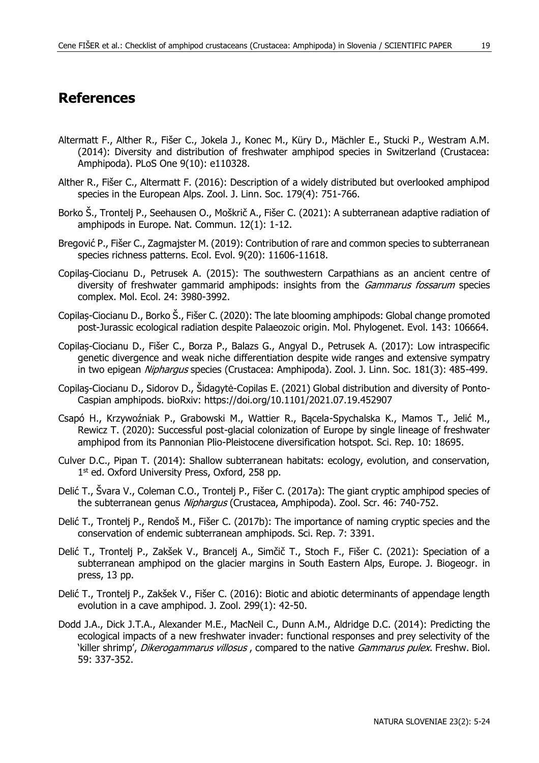## References

Altermatt F., Alther R., Fišer C., Jokela J., Konec M., Küry D., Mächler E., Stucki P., Westram A.M. (2014): Diversity and distribution of freshwater amphipod species in Switzerland (Crustacea: Amphipoda). PLoS One 9(10): e110328.

Alther R., Fišer C., Altermatt F. (2016): Description of a widely distributed but overlooked amphipod species in the European Alps. Zool. J. Linn. Soc. 179(4): 751-766.

Borko Š., Trontelj P., Seehausen O., Moškrič A., Fišer C. (2021): A subterranean adaptive radiation of amphipods in Europe. Nat. Commun. 12(1): 1-12.

Bregović P., Fišer C., Zagmajster M. (2019): Contribution of rare and common species to subterranean species richness patterns. Ecol. Evol. 9(20): 11606-11618.

Copilaş-Ciocianu D., Petrusek A. (2015): The southwestern Carpathians as an ancient centre of diversity of freshwater gammarid amphipods: insights from the *Gammarus fossarum* species complex. Mol. Ecol. 24: 3980-3992.

Copilaş-Ciocianu D., Borko Š., Fišer C. (2020): The late blooming amphipods: Global change promoted post-Jurassic ecological radiation despite Palaeozoic origin. Mol. Phylogenet. Evol. 143: 106664.

Copilaş-Ciocianu D., Fišer C., Borza P., Balazs G., Angyal D., Petrusek A. (2017): Low intraspecific genetic divergence and weak niche differentiation despite wide ranges and extensive sympatry in two epigean *Niphargus* species (Crustacea: Amphipoda). Zool. J. Linn. Soc. 181(3): 485-499.

Copilaş-Ciocianu D., Sidorov D., Šidagytė-Copilas E. (2021) Global distribution and diversity of Ponto-Caspian amphipods. bioRxiv: https://doi.org/10.1101/2021.07.19.452907

Csapó H., Krzywoźniak P., Grabowski M., Wattier R., Bącela-Spychalska K., Mamos T., Jelić M., Rewicz T. (2020): Successful post-glacial colonization of Europe by single lineage of freshwater amphipod from its Pannonian Plio-Pleistocene diversification hotspot. Sci. Rep. 10: 18695.

Culver D.C., Pipan T. (2014): Shallow subterranean habitats: ecology, evolution, and conservation, 1st ed. Oxford University Press, Oxford, 258 pp.

Delić T., Švara V., Coleman C.O., Trontelj P., Fišer C. (2017a): The giant cryptic amphipod species of the subterranean genus *Niphargus* (Crustacea, Amphipoda). Zool. Scr. 46: 740-752.

Delić T., Trontelj P., Rendoš M., Fišer C. (2017b): The importance of naming cryptic species and the conservation of endemic subterranean amphipods. Sci. Rep. 7: 3391.

Delić T., Trontelj P., Zakšek V., Brancelj A., Simčič T., Stoch F., Fišer C. (2021): Speciation of a subterranean amphipod on the glacier margins in South Eastern Alps, Europe. J. Biogeogr. in press, 13 pp.

Delić T., Trontelj P., Zakšek V., Fišer C. (2016): Biotic and abiotic determinants of appendage length evolution in a cave amphipod. J. Zool. 299(1): 42-50.

Dodd J.A., Dick J.T.A., Alexander M.E., MacNeil C., Dunn A.M., Aldridge D.C. (2014): Predicting the ecological impacts of a new freshwater invader: functional responses and prey selectivity of the 'killer shrimp', *Dikerogammarus villosus* , compared to the native *Gammarus pulex*. Freshw. Biol. 59: 337-352.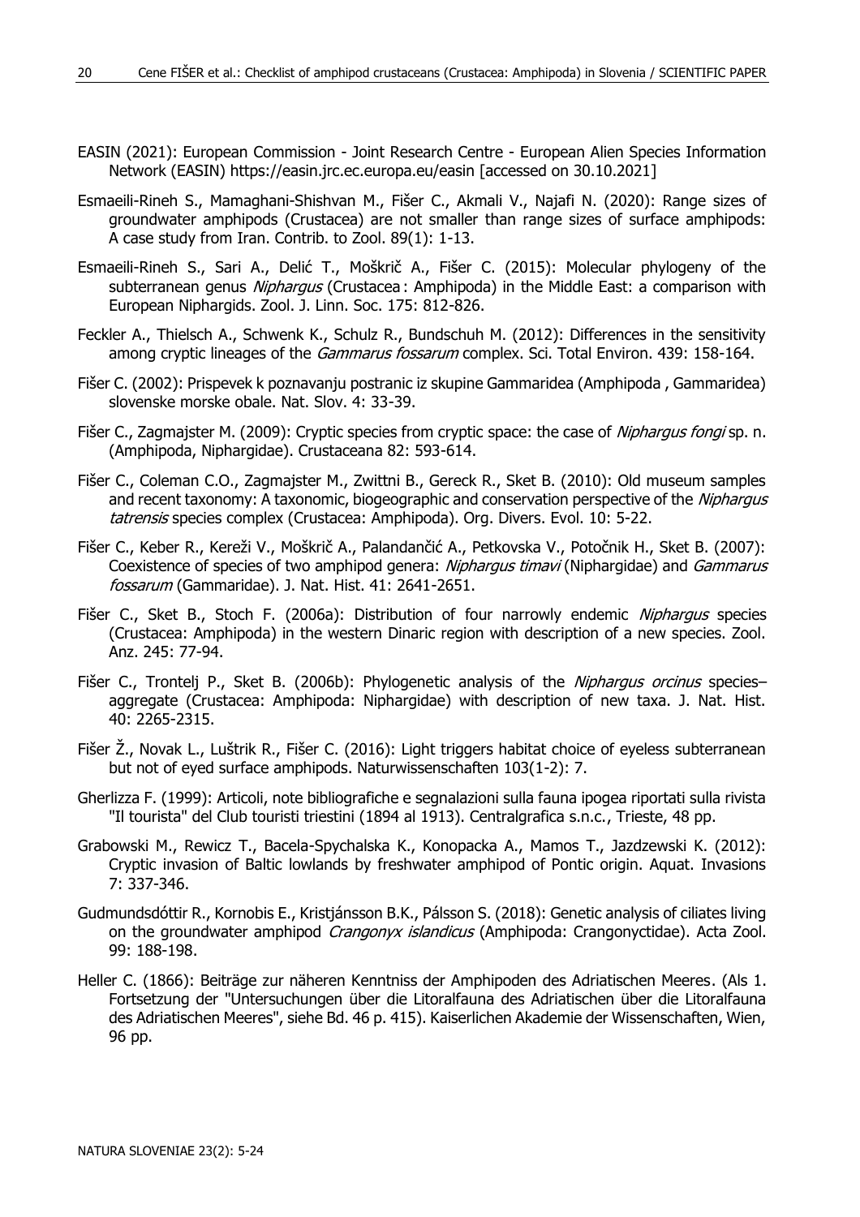EASIN (2021): European Commission - Joint Research Centre - European Alien Species Information Network (EASIN) https://easin.jrc.ec.europa.eu/easin [accessed on 30.10.2021]

Esmaeili-Rineh S., Mamaghani-Shishvan M., Fišer C., Akmali V., Najafi N. (2020): Range sizes of groundwater amphipods (Crustacea) are not smaller than range sizes of surface amphipods: A case study from Iran. Contrib. to Zool. 89(1): 1-13.

Esmaeili-Rineh S., Sari A., Delić T., Moškrič A., Fišer C. (2015): Molecular phylogeny of the subterranean genus *Niphargus* (Crustacea : Amphipoda) in the Middle East: a comparison with European Niphargids. Zool. J. Linn. Soc. 175: 812-826.

Feckler A., Thielsch A., Schwenk K., Schulz R., Bundschuh M. (2012): Differences in the sensitivity among cryptic lineages of the *Gammarus fossarum* complex. Sci. Total Environ. 439: 158-164.

Fišer C. (2002): Prispevek k poznavanju postranic iz skupine Gammaridea (Amphipoda , Gammaridea) slovenske morske obale. Nat. Slov. 4: 33-39.

Fišer C., Zagmajster M. (2009): Cryptic species from cryptic space: the case of *Niphargus fongi* sp. n. (Amphipoda, Niphargidae). Crustaceana 82: 593-614.

Fišer C., Coleman C.O., Zagmajster M., Zwittni B., Gereck R., Sket B. (2010): Old museum samples and recent taxonomy: A taxonomic, biogeographic and conservation perspective of the *Niphargus tatrensis* species complex (Crustacea: Amphipoda). Org. Divers. Evol. 10: 5-22.

Fišer C., Keber R., Kereži V., Moškrič A., Palandančić A., Petkovska V., Potočnik H., Sket B. (2007): Coexistence of species of two amphipod genera: *Niphargus timavi* (Niphargidae) and *Gammarus fossarum* (Gammaridae). J. Nat. Hist. 41: 2641-2651.

Fišer C., Sket B., Stoch F. (2006a): Distribution of four narrowly endemic *Niphargus* species (Crustacea: Amphipoda) in the western Dinaric region with description of a new species. Zool. Anz. 245: 77-94.

Fišer C., Trontelj P., Sket B. (2006b): Phylogenetic analysis of the *Niphargus orcinus* species–aggregate (Crustacea: Amphipoda: Niphargidae) with description of new taxa. J. Nat. Hist. 40: 2265-2315.

Fišer Ž., Novak L., Luštrik R., Fišer C. (2016): Light triggers habitat choice of eyeless subterranean but not of eyed surface amphipods. Naturwissenschaften 103(1-2): 7.

Gherlizza F. (1999): Articoli, note bibliografiche e segnalazioni sulla fauna ipogea riportati sulla rivista "Il tourista" del Club touristi triestini (1894 al 1913). Centralgrafica s.n.c., Trieste, 48 pp.

Grabowski M., Rewicz T., Bacela-Spychalska K., Konopacka A., Mamos T., Jazdzewski K. (2012): Cryptic invasion of Baltic lowlands by freshwater amphipod of Pontic origin. Aquat. Invasions 7: 337-346.

Gudmundsdóttir R., Kornobis E., Kristjánsson B.K., Pálsson S. (2018): Genetic analysis of ciliates living on the groundwater amphipod *Crangonyx islandicus* (Amphipoda: Crangonyctidae). Acta Zool. 99: 188-198.

Heller C. (1866): Beiträge zur näheren Kenntniss der Amphipoden des Adriatischen Meeres. (Als 1. Fortsetzung der "Untersuchungen über die Litoralfauna des Adriatischen über die Litoralfauna des Adriatischen Meeres", siehe Bd. 46 p. 415). Kaiserlichen Akademie der Wissenschaften, Wien, 96 pp.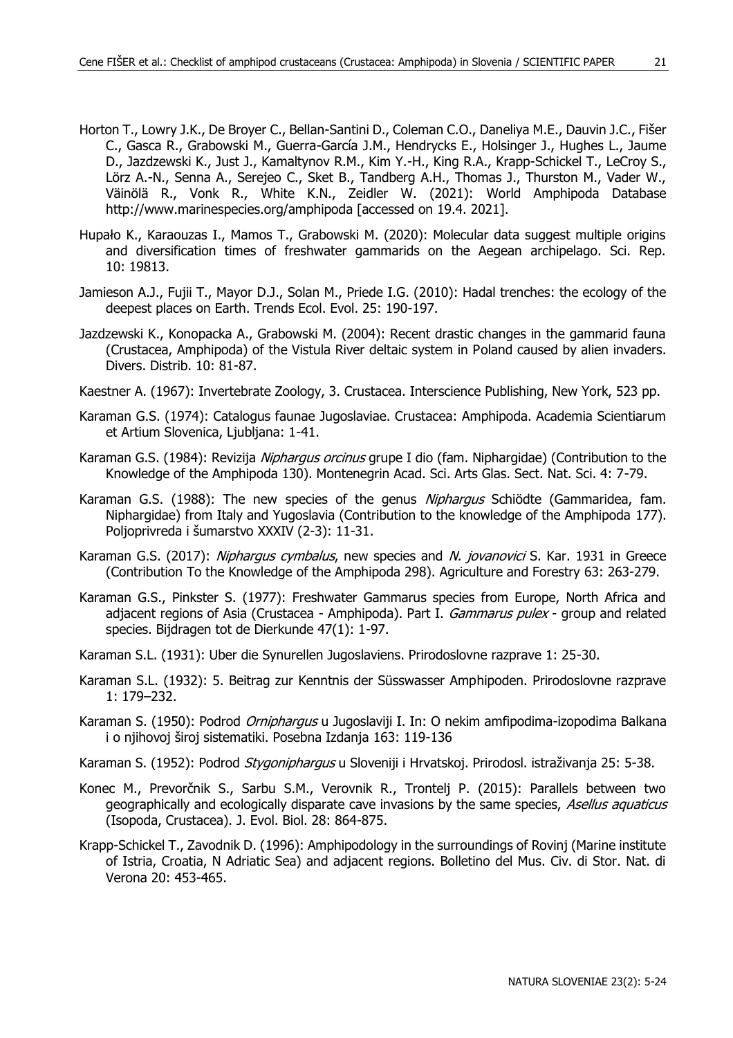Horton T., Lowry J.K., De Broyer C., Bellan-Santini D., Coleman C.O., Daneliya M.E., Dauvin J.C., Fišer C., Gasca R., Grabowski M., Guerra-García J.M., Hendrycks E., Holsinger J., Hughes L., Jaume D., Jazdzewski K., Just J., Kamaltynov R.M., Kim Y.-H., King R.A., Krapp-Schickel T., LeCroy S., Lörz A.-N., Senna A., Serejeo C., Sket B., Tandberg A.H., Thomas J., Thurston M., Vader W., Väinölä R., Vonk R., White K.N., Zeidler W. (2021): World Amphipoda Database http://www.marinespecies.org/amphipoda [accessed on 19.4. 2021].

Hupało K., Karaouzas I., Mamos T., Grabowski M. (2020): Molecular data suggest multiple origins and diversification times of freshwater gammarids on the Aegean archipelago. Sci. Rep. 10: 19813.

Jamieson A.J., Fujii T., Mayor D.J., Solan M., Priede I.G. (2010): Hadal trenches: the ecology of the deepest places on Earth. Trends Ecol. Evol. 25: 190-197.

Jazdzewski K., Konopacka A., Grabowski M. (2004): Recent drastic changes in the gammarid fauna (Crustacea, Amphipoda) of the Vistula River deltaic system in Poland caused by alien invaders. Divers. Distrib. 10: 81-87.

Kaestner A. (1967): Invertebrate Zoology, 3. Crustacea. Interscience Publishing, New York, 523 pp.

Karaman G.S. (1974): Catalogus faunae Jugoslaviae. Crustacea: Amphipoda. Academia Scientiarum et Artium Slovenica, Ljubljana: 1-41.

Karaman G.S. (1984): Revizija *Niphargus orcinus* grupe I dio (fam. Niphargidae) (Contribution to the Knowledge of the Amphipoda 130). Montenegrin Acad. Sci. Arts Glas. Sect. Nat. Sci. 4: 7-79.

Karaman G.S. (1988): The new species of the genus *Niphargus* Schiödte (Gammaridea, fam. Niphargidae) from Italy and Yugoslavia (Contribution to the knowledge of the Amphipoda 177). Poljoprivreda i šumarstvo XXXIV (2-3): 11-31.

Karaman G.S. (2017): *Niphargus cymbalus*, new species and *N. jovanovici* S. Kar. 1931 in Greece (Contribution To the Knowledge of the Amphipoda 298). Agriculture and Forestry 63: 263-279.

Karaman G.S., Pinkster S. (1977): Freshwater Gammarus species from Europe, North Africa and adjacent regions of Asia (Crustacea - Amphipoda). Part I. *Gammarus pulex* - group and related species. Bijdragen tot de Dierkunde 47(1): 1-97.

Karaman S.L. (1931): Uber die Synurellen Jugoslaviens. Prirodoslovne razprave 1: 25-30.

Karaman S.L. (1932): 5. Beitrag zur Kenntnis der Süsswasser Amphipoden. Prirodoslovne razprave 1: 179–232.

Karaman S. (1950): Podrod *Orniphargus* u Jugoslaviji I. In: O nekim amfipodima-izopodima Balkana i o njihovoj široj sistematiki. Posebna Izdanja 163: 119-136

Karaman S. (1952): Podrod *Stygoniphargus* u Sloveniji i Hrvatskoj. Prirodosl. istraživanja 25: 5-38.

Konec M., Prevorčnik S., Sarbu S.M., Verovnik R., Trontelj P. (2015): Parallels between two geographically and ecologically disparate cave invasions by the same species, *Asellus aquaticus* (Isopoda, Crustacea). J. Evol. Biol. 28: 864-875.

Krapp-Schickel T., Zavodnik D. (1996): Amphipodology in the surroundings of Rovinj (Marine institute of Istria, Croatia, N Adriatic Sea) and adjacent regions. Bolletino del Mus. Civ. di Stor. Nat. di Verona 20: 453-465.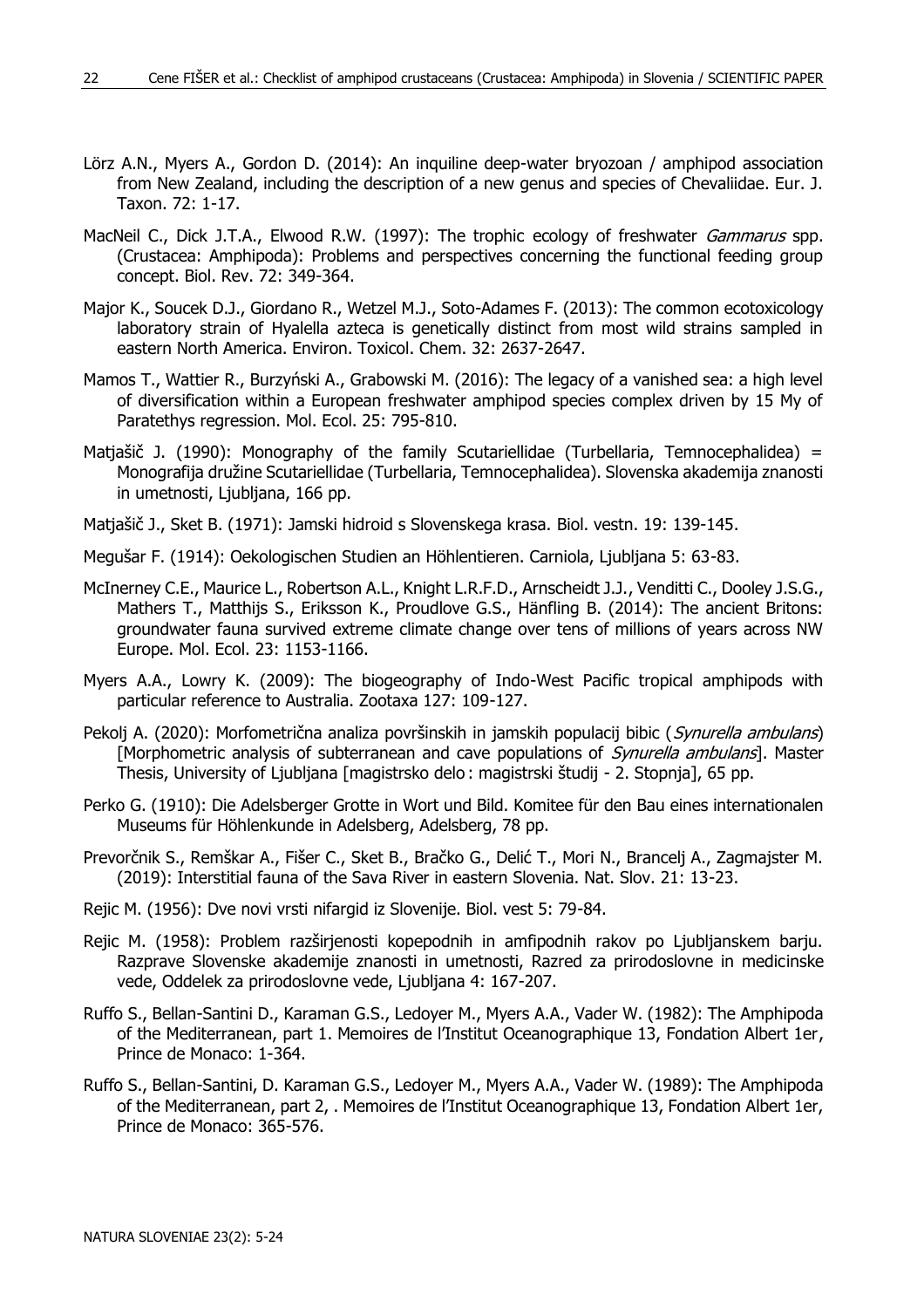Lörz A.N., Myers A., Gordon D. (2014): An inquiline deep-water bryozoan / amphipod association from New Zealand, including the description of a new genus and species of Chevaliidae. Eur. J. Taxon. 72: 1-17.

MacNeil C., Dick J.T.A., Elwood R.W. (1997): The trophic ecology of freshwater *Gammarus* spp. (Crustacea: Amphipoda): Problems and perspectives concerning the functional feeding group concept. Biol. Rev. 72: 349-364.

Major K., Soucek D.J., Giordano R., Wetzel M.J., Soto-Adames F. (2013): The common ecotoxicology laboratory strain of Hyalella azteca is genetically distinct from most wild strains sampled in eastern North America. Environ. Toxicol. Chem. 32: 2637-2647.

Mamos T., Wattier R., Burzyński A., Grabowski M. (2016): The legacy of a vanished sea: a high level of diversification within a European freshwater amphipod species complex driven by 15 My of Paratethys regression. Mol. Ecol. 25: 795-810.

Matjašič J. (1990): Monography of the family Scutariellidae (Turbellaria, Temnocephalidea) = Monografija družine Scutariellidae (Turbellaria, Temnocephalidea). Slovenska akademija znanosti in umetnosti, Ljubljana, 166 pp.

Matjašič J., Sket B. (1971): Jamski hidroid s Slovenskega krasa. Biol. vestn. 19: 139-145.

Megušar F. (1914): Oekologischen Studien an Höhlentieren. Carniola, Ljubljana 5: 63-83.

McInerney C.E., Maurice L., Robertson A.L., Knight L.R.F.D., Arnscheidt J.J., Venditti C., Dooley J.S.G., Mathers T., Matthijs S., Eriksson K., Proudlove G.S., Hänfling B. (2014): The ancient Britons: groundwater fauna survived extreme climate change over tens of millions of years across NW Europe. Mol. Ecol. 23: 1153-1166.

Myers A.A., Lowry K. (2009): The biogeography of Indo-West Pacific tropical amphipods with particular reference to Australia. Zootaxa 127: 109-127.

Pekolj A. (2020): Morfometrična analiza površinskih in jamskih populacij bibic (*Synurella ambulans*) [Morphometric analysis of subterranean and cave populations of *Synurella ambulans*]. Master Thesis, University of Ljubljana [magistrsko delo : magistrski študij - 2. Stopnja], 65 pp.

Perko G. (1910): Die Adelsberger Grotte in Wort und Bild. Komitee für den Bau eines internationalen Museums für Höhlenkunde in Adelsberg, Adelsberg, 78 pp.

Prevorčnik S., Remškar A., Fišer C., Sket B., Bračko G., Delić T., Mori N., Brancelj A., Zagmajster M. (2019): Interstitial fauna of the Sava River in eastern Slovenia. Nat. Slov. 21: 13-23.

Rejic M. (1956): Dve novi vrsti nifargid iz Slovenije. Biol. vest 5: 79-84.

Rejic M. (1958): Problem razširjenosti kopepodnih in amfipodnih rakov po Ljubljanskem barju. Razprave Slovenske akademije znanosti in umetnosti, Razred za prirodoslovne in medicinske vede, Oddelek za prirodoslovne vede, Ljubljana 4: 167-207.

Ruffo S., Bellan-Santini D., Karaman G.S., Ledoyer M., Myers A.A., Vader W. (1982): The Amphipoda of the Mediterranean, part 1. Memoires de l'Institut Oceanographique 13, Fondation Albert 1er, Prince de Monaco: 1-364.

Ruffo S., Bellan-Santini, D. Karaman G.S., Ledoyer M., Myers A.A., Vader W. (1989): The Amphipoda of the Mediterranean, part 2, . Memoires de l'Institut Oceanographique 13, Fondation Albert 1er, Prince de Monaco: 365-576.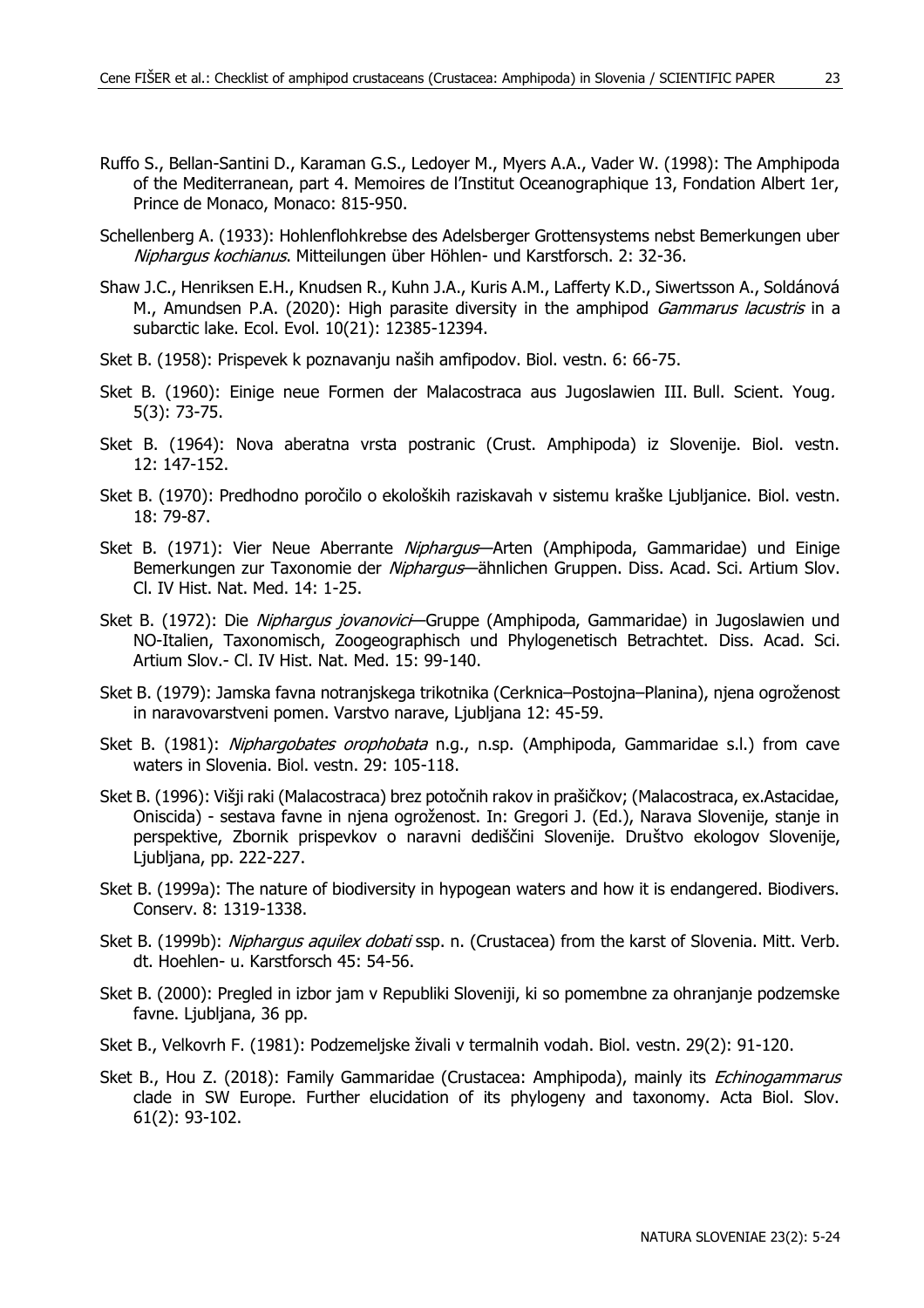Ruffo S., Bellan-Santini D., Karaman G.S., Ledoyer M., Myers A.A., Vader W. (1998): The Amphipoda of the Mediterranean, part 4. Memoires de l'Institut Oceanographique 13, Fondation Albert 1er, Prince de Monaco, Monaco: 815-950.

Schellenberg A. (1933): Hohlenflohkrebse des Adelsberger Grottensystems nebst Bemerkungen uber *Niphargus kochianus*. Mitteilungen über Höhlen- und Karstforsch. 2: 32-36.

Shaw J.C., Henriksen E.H., Knudsen R., Kuhn J.A., Kuris A.M., Lafferty K.D., Siwertsson A., Soldánová M., Amundsen P.A. (2020): High parasite diversity in the amphipod *Gammarus lacustris* in a subarctic lake. Ecol. Evol. 10(21): 12385-12394.

Sket B. (1958): Prispevek k poznavanju naših amfipodov. Biol. vestn. 6: 66-75.

Sket B. (1960): Einige neue Formen der Malacostraca aus Jugoslawien III. Bull. Scient. Youg. 5(3): 73-75.

Sket B. (1964): Nova aberatna vrsta postranic (Crust. Amphipoda) iz Slovenije. Biol. vestn. 12: 147-152.

Sket B. (1970): Predhodno poročilo o ekoloških raziskavah v sistemu kraške Ljubljanice. Biol. vestn. 18: 79-87.

Sket B. (1971): Vier Neue Aberrante *Niphargus*—Arten (Amphipoda, Gammaridae) und Einige Bemerkungen zur Taxonomie der *Niphargus*—ähnlichen Gruppen. Diss. Acad. Sci. Artium Slov. Cl. IV Hist. Nat. Med. 14: 1-25.

Sket B. (1972): Die *Niphargus jovanovici*—Gruppe (Amphipoda, Gammaridae) in Jugoslawien und NO-Italien, Taxonomisch, Zoogeographisch und Phylogenetisch Betrachtet. Diss. Acad. Sci. Artium Slov.- Cl. IV Hist. Nat. Med. 15: 99-140.

Sket B. (1979): Jamska favna notranjskega trikotnika (Cerknica–Postojna–Planina), njena ogroženost in naravovarstveni pomen. Varstvo narave, Ljubljana 12: 45-59.

Sket B. (1981): *Niphargobates orophobata* n.g., n.sp. (Amphipoda, Gammaridae s.l.) from cave waters in Slovenia. Biol. vestn. 29: 105-118.

Sket B. (1996): Višji raki (Malacostraca) brez potočnih rakov in prašičkov; (Malacostraca, ex.Astacidae, Oniscida) - sestava favne in njena ogroženost. In: Gregori J. (Ed.), Narava Slovenije, stanje in perspektive, Zbornik prispevkov o naravni dediščini Slovenije. Društvo ekologov Slovenije, Ljubljana, pp. 222-227.

Sket B. (1999a): The nature of biodiversity in hypogean waters and how it is endangered. Biodivers. Conserv. 8: 1319-1338.

Sket B. (1999b): *Niphargus aquilex dobati* ssp. n. (Crustacea) from the karst of Slovenia. Mitt. Verb. dt. Hoehlen- u. Karstforsch 45: 54-56.

Sket B. (2000): Pregled in izbor jam v Republiki Sloveniji, ki so pomembne za ohranjanje podzemske favne. Ljubljana, 36 pp.

Sket B., Velkovrh F. (1981): Podzemeljske živali v termalnih vodah. Biol. vestn. 29(2): 91-120.

Sket B., Hou Z. (2018): Family Gammaridae (Crustacea: Amphipoda), mainly its *Echinogammarus* clade in SW Europe. Further elucidation of its phylogeny and taxonomy. Acta Biol. Slov. 61(2): 93-102.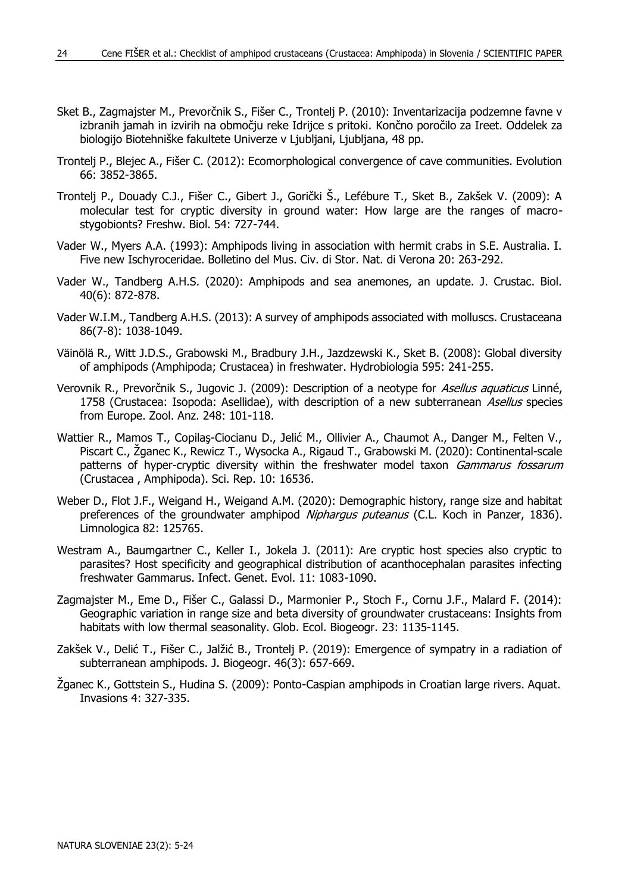Sket B., Zagmajster M., Prevorčnik S., Fišer C., Trontelj P. (2010): Inventarizacija podzemne favne v izbranih jamah in izvirih na območju reke Idrijce s pritoki. Končno poročilo za Ireet. Oddelek za biologijo Biotehniške fakultete Univerze v Ljubljani, Ljubljana, 48 pp.

Trontelj P., Blejec A., Fišer C. (2012): Ecomorphological convergence of cave communities. Evolution 66: 3852-3865.

Trontelj P., Douady C.J., Fišer C., Gibert J., Gorički Š., Lefébure T., Sket B., Zakšek V. (2009): A molecular test for cryptic diversity in ground water: How large are the ranges of macro-stygobionts? Freshw. Biol. 54: 727-744.

Vader W., Myers A.A. (1993): Amphipods living in association with hermit crabs in S.E. Australia. I. Five new Ischyroceridae. Bolletino del Mus. Civ. di Stor. Nat. di Verona 20: 263-292.

Vader W., Tandberg A.H.S. (2020): Amphipods and sea anemones, an update. J. Crustac. Biol. 40(6): 872-878.

Vader W.I.M., Tandberg A.H.S. (2013): A survey of amphipods associated with molluscs. Crustaceana 86(7-8): 1038-1049.

Väinölä R., Witt J.D.S., Grabowski M., Bradbury J.H., Jazdzewski K., Sket B. (2008): Global diversity of amphipods (Amphipoda; Crustacea) in freshwater. Hydrobiologia 595: 241-255.

Verovnik R., Prevorčnik S., Jugovic J. (2009): Description of a neotype for *Asellus aquaticus* Linné, 1758 (Crustacea: Isopoda: Asellidae), with description of a new subterranean *Asellus* species from Europe. Zool. Anz. 248: 101-118.

Wattier R., Mamos T., Copilaş-Ciocianu D., Jelić M., Ollivier A., Chaumot A., Danger M., Felten V., Piscart C., Žganec K., Rewicz T., Wysocka A., Rigaud T., Grabowski M. (2020): Continental-scale patterns of hyper-cryptic diversity within the freshwater model taxon *Gammarus fossarum* (Crustacea , Amphipoda). Sci. Rep. 10: 16536.

Weber D., Flot J.F., Weigand H., Weigand A.M. (2020): Demographic history, range size and habitat preferences of the groundwater amphipod *Niphargus puteanus* (C.L. Koch in Panzer, 1836). Limnologica 82: 125765.

Westram A., Baumgartner C., Keller I., Jokela J. (2011): Are cryptic host species also cryptic to parasites? Host specificity and geographical distribution of acanthocephalan parasites infecting freshwater Gammarus. Infect. Genet. Evol. 11: 1083-1090.

Zagmajster M., Eme D., Fišer C., Galassi D., Marmonier P., Stoch F., Cornu J.F., Malard F. (2014): Geographic variation in range size and beta diversity of groundwater crustaceans: Insights from habitats with low thermal seasonality. Glob. Ecol. Biogeogr. 23: 1135-1145.

Zakšek V., Delić T., Fišer C., Jalžić B., Trontelj P. (2019): Emergence of sympatry in a radiation of subterranean amphipods. J. Biogeogr. 46(3): 657-669.

Žganec K., Gottstein S., Hudina S. (2009): Ponto-Caspian amphipods in Croatian large rivers. Aquat. Invasions 4: 327-335.